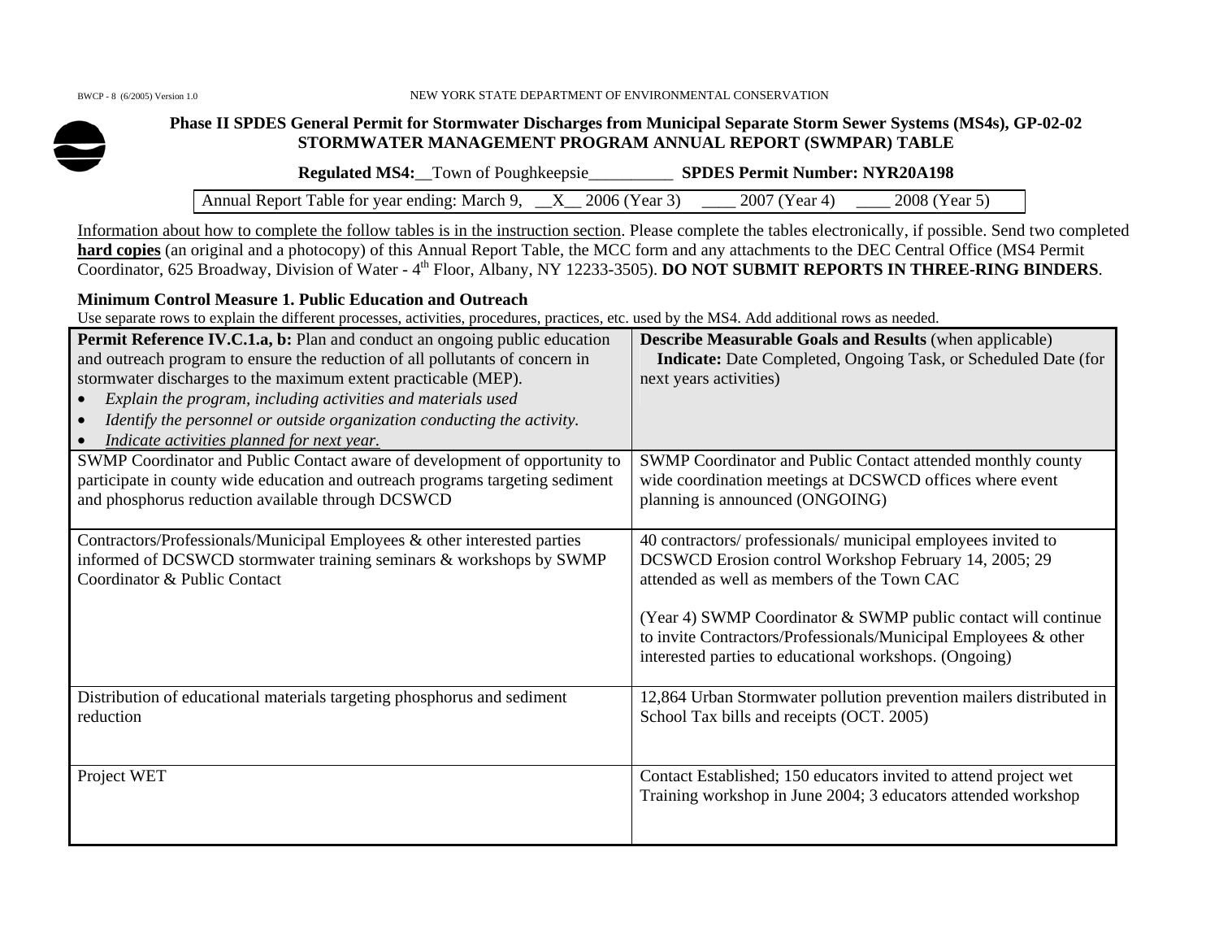BWCP - 8 (6/2005) Version 1.0 NEW YORK STATE DEPARTMENT OF ENVIRONMENTAL CONSERVATION

**Phase II SPDES General Permit for Stormwater Discharges from Municipal Separate Storm Sewer Systems (MS4s), GP-02-02**
**STORMWATER MANAGEMENT PROGRAM ANNUAL REPORT (SWMPAR) TABLE**

**Regulated MS4:**__Town of Poughkeepsie__________ **SPDES Permit Number: NYR20A198**

Annual Report Table for year ending: March 9, __X__ 2006 (Year 3) ____ 2007 (Year 4) ____ 2008 (Year 5)

Information about how to complete the follow tables is in the instruction section. Please complete the tables electronically, if possible. Send two completed **hard copies** (an original and a photocopy) of this Annual Report Table, the MCC form and any attachments to the DEC Central Office (MS4 Permit Coordinator, 625 Broadway, Division of Water - 4th Floor, Albany, NY 12233-3505). **DO NOT SUBMIT REPORTS IN THREE-RING BINDERS**.

**Minimum Control Measure 1. Public Education and Outreach**

Use separate rows to explain the different processes, activities, procedures, practices, etc. used by the MS4. Add additional rows as needed.

| **Permit Reference IV.C.1.a, b:** Plan and conduct an ongoing public education and outreach program to ensure the reduction of all pollutants of concern in stormwater discharges to the maximum extent practicable (MEP).<br>• *Explain the program, including activities and materials used*<br>• *Identify the personnel or outside organization conducting the activity.*<br>• *Indicate activities planned for next year.* | **Describe Measurable Goals and Results** (when applicable)<br>**Indicate:** Date Completed, Ongoing Task, or Scheduled Date (for next years activities) |
|---|---|
| SWMP Coordinator and Public Contact aware of development of opportunity to participate in county wide education and outreach programs targeting sediment and phosphorus reduction available through DCSWCD | SWMP Coordinator and Public Contact attended monthly county wide coordination meetings at DCSWCD offices where event planning is announced (ONGOING) |
| Contractors/Professionals/Municipal Employees & other interested parties informed of DCSWCD stormwater training seminars & workshops by SWMP Coordinator & Public Contact | 40 contractors/ professionals/ municipal employees invited to DCSWCD Erosion control Workshop February 14, 2005; 29 attended as well as members of the Town CAC<br><br>(Year 4) SWMP Coordinator & SWMP public contact will continue to invite Contractors/Professionals/Municipal Employees & other interested parties to educational workshops. (Ongoing) |
| Distribution of educational materials targeting phosphorus and sediment reduction | 12,864 Urban Stormwater pollution prevention mailers distributed in School Tax bills and receipts (OCT. 2005) |
| Project WET | Contact Established; 150 educators invited to attend project wet Training workshop in June 2004; 3 educators attended workshop |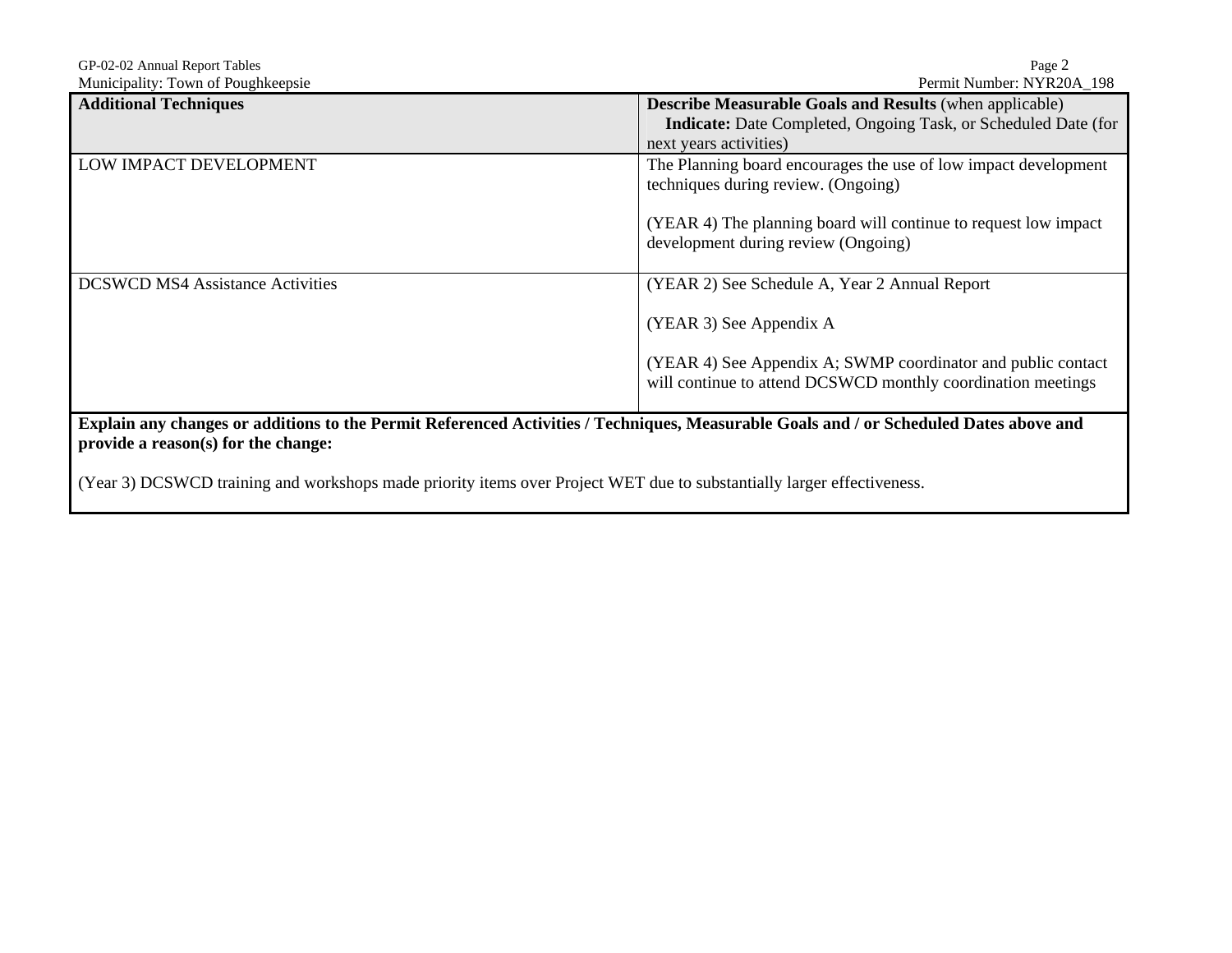| **Additional Techniques** | **Describe Measurable Goals and Results** (when applicable) **Indicate:** Date Completed, Ongoing Task, or Scheduled Date (for next years activities) |
|---|---|
| LOW IMPACT DEVELOPMENT | The Planning board encourages the use of low impact development techniques during review. (Ongoing)<br><br>(YEAR 4) The planning board will continue to request low impact development during review (Ongoing) |
| DCSWCD MS4 Assistance Activities | (YEAR 2) See Schedule A, Year 2 Annual Report<br><br>(YEAR 3) See Appendix A<br><br>(YEAR 4) See Appendix A; SWMP coordinator and public contact will continue to attend DCSWCD monthly coordination meetings |

**Explain any changes or additions to the Permit Referenced Activities / Techniques, Measurable Goals and / or Scheduled Dates above and provide a reason(s) for the change:**

(Year 3) DCSWCD training and workshops made priority items over Project WET due to substantially larger effectiveness.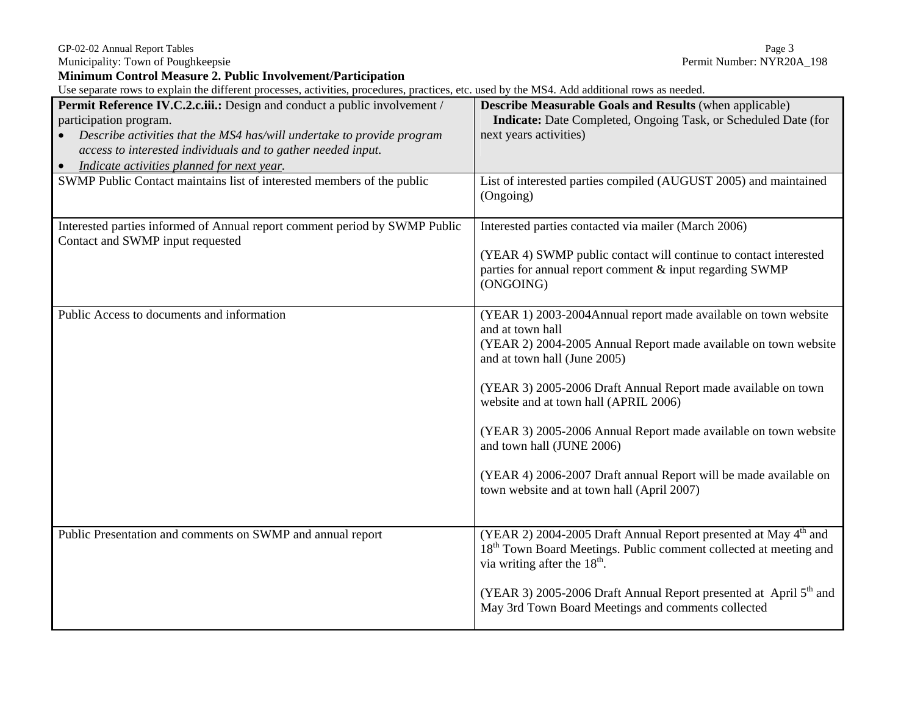Municipality: Town of Poughkeepsie

Permit Number: NYR20A_198

**Minimum Control Measure 2. Public Involvement/Participation**

Use separate rows to explain the different processes, activities, procedures, practices, etc. used by the MS4. Add additional rows as needed.

| **Permit Reference IV.C.2.c.iii.:** Design and conduct a public involvement / participation program.<br>• *Describe activities that the MS4 has/will undertake to provide program access to interested individuals and to gather needed input.*<br>• *Indicate activities planned for next year.* | **Describe Measurable Goals and Results** (when applicable)<br>**Indicate:** Date Completed, Ongoing Task, or Scheduled Date (for next years activities) |
|---|---|
| SWMP Public Contact maintains list of interested members of the public | List of interested parties compiled (AUGUST 2005) and maintained (Ongoing) |
| Interested parties informed of Annual report comment period by SWMP Public Contact and SWMP input requested | Interested parties contacted via mailer (March 2006)<br><br>(YEAR 4) SWMP public contact will continue to contact interested parties for annual report comment & input regarding SWMP (ONGOING) |
| Public Access to documents and information | (YEAR 1) 2003-2004Annual report made available on town website and at town hall<br>(YEAR 2) 2004-2005 Annual Report made available on town website and at town hall (June 2005)<br><br>(YEAR 3) 2005-2006 Draft Annual Report made available on town website and at town hall (APRIL 2006)<br><br>(YEAR 3) 2005-2006 Annual Report made available on town website and town hall (JUNE 2006)<br><br>(YEAR 4) 2006-2007 Draft annual Report will be made available on town website and at town hall (April 2007) |
| Public Presentation and comments on SWMP and annual report | (YEAR 2) 2004-2005 Draft Annual Report presented at May 4th and 18th Town Board Meetings. Public comment collected at meeting and via writing after the 18th.<br><br>(YEAR 3) 2005-2006 Draft Annual Report presented at April 5th and May 3rd Town Board Meetings and comments collected |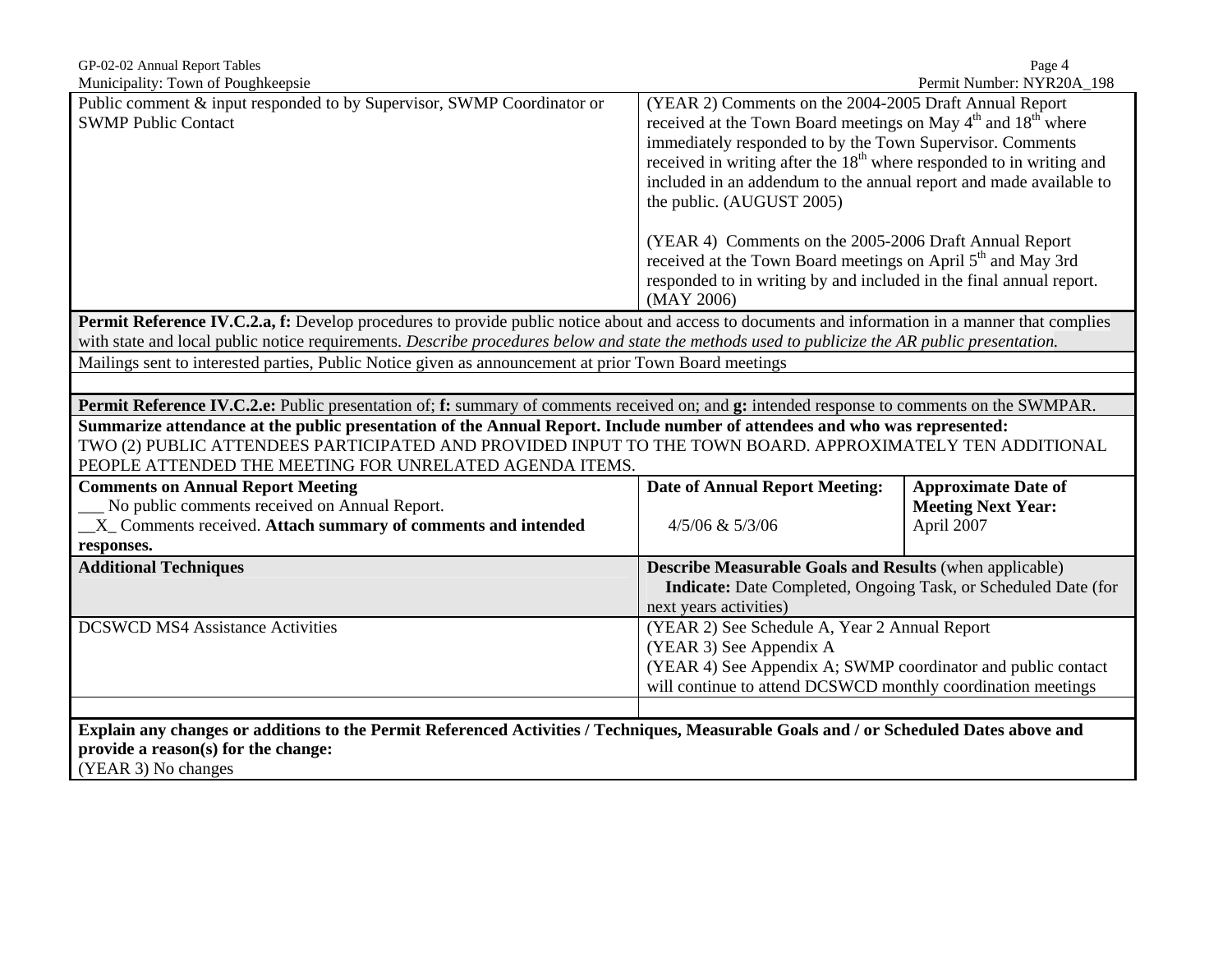| | | |
|---|---|---|
| Public comment & input responded to by Supervisor, SWMP Coordinator or SWMP Public Contact | (YEAR 2) Comments on the 2004-2005 Draft Annual Report received at the Town Board meetings on May 4th and 18th where immediately responded to by the Town Supervisor. Comments received in writing after the 18th where responded to in writing and included in an addendum to the annual report and made available to the public. (AUGUST 2005)<br><br>(YEAR 4) Comments on the 2005-2006 Draft Annual Report received at the Town Board meetings on April 5th and May 3rd responded to in writing by and included in the final annual report. (MAY 2006) | |
| **Permit Reference IV.C.2.a, f:** Develop procedures to provide public notice about and access to documents and information in a manner that complies with state and local public notice requirements. *Describe procedures below and state the methods used to publicize the AR public presentation.* | | |
| Mailings sent to interested parties, Public Notice given as announcement at prior Town Board meetings | | |
| | | |
| **Permit Reference IV.C.2.e:** Public presentation of; **f:** summary of comments received on; and **g:** intended response to comments on the SWMPAR. | | |
| **Summarize attendance at the public presentation of the Annual Report. Include number of attendees and who was represented:**<br>TWO (2) PUBLIC ATTENDEES PARTICIPATED AND PROVIDED INPUT TO THE TOWN BOARD. APPROXIMATELY TEN ADDITIONAL PEOPLE ATTENDED THE MEETING FOR UNRELATED AGENDA ITEMS. | | |
| **Comments on Annual Report Meeting**<br>___ No public comments received on Annual Report.<br>__X_ Comments received. **Attach summary of comments and intended responses.** | **Date of Annual Report Meeting:**<br><br>4/5/06 & 5/3/06 | **Approximate Date of Meeting Next Year:**<br>April 2007 |
| **Additional Techniques** | **Describe Measurable Goals and Results** (when applicable)<br>**Indicate:** Date Completed, Ongoing Task, or Scheduled Date (for next years activities) | |
| DCSWCD MS4 Assistance Activities | (YEAR 2) See Schedule A, Year 2 Annual Report<br>(YEAR 3) See Appendix A<br>(YEAR 4) See Appendix A; SWMP coordinator and public contact will continue to attend DCSWCD monthly coordination meetings | |
| | | |
| **Explain any changes or additions to the Permit Referenced Activities / Techniques, Measurable Goals and / or Scheduled Dates above and provide a reason(s) for the change:**<br>(YEAR 3) No changes | | |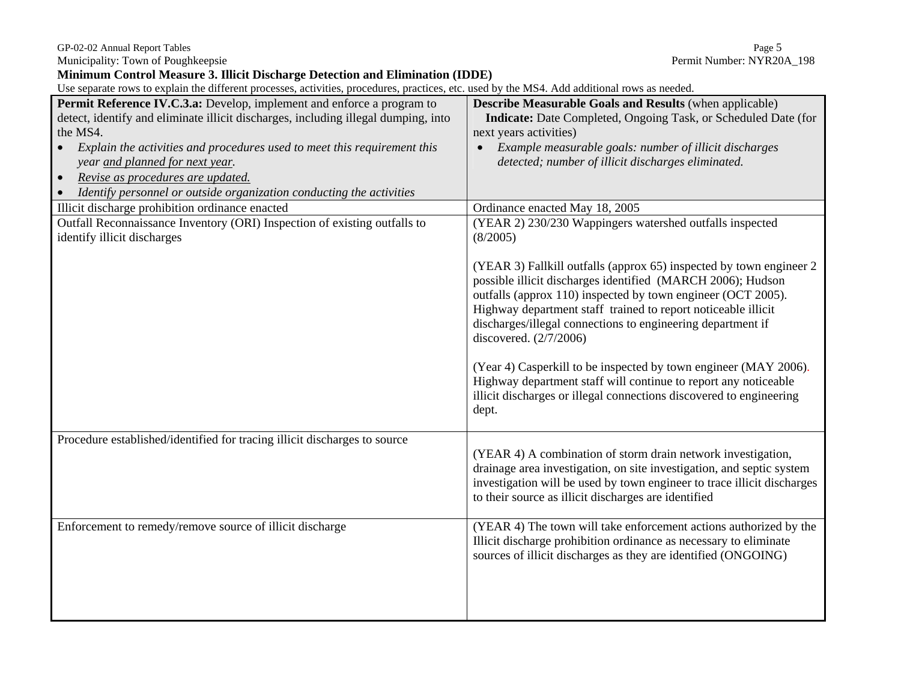**Minimum Control Measure 3. Illicit Discharge Detection and Elimination (IDDE)**

Use separate rows to explain the different processes, activities, procedures, practices, etc. used by the MS4. Add additional rows as needed.

| **Permit Reference IV.C.3.a:** Develop, implement and enforce a program to detect, identify and eliminate illicit discharges, including illegal dumping, into the MS4.<br>• *Explain the activities and procedures used to meet this requirement this year and planned for next year.*<br>• *Revise as procedures are updated.*<br>• *Identify personnel or outside organization conducting the activities* | **Describe Measurable Goals and Results** (when applicable)<br>**Indicate:** Date Completed, Ongoing Task, or Scheduled Date (for next years activities)<br>• *Example measurable goals: number of illicit discharges detected; number of illicit discharges eliminated.* |
|---|---|
| Illicit discharge prohibition ordinance enacted | Ordinance enacted May 18, 2005 |
| Outfall Reconnaissance Inventory (ORI) Inspection of existing outfalls to identify illicit discharges | (YEAR 2) 230/230 Wappingers watershed outfalls inspected (8/2005)<br><br>(YEAR 3) Fallkill outfalls (approx 65) inspected by town engineer 2 possible illicit discharges identified (MARCH 2006); Hudson outfalls (approx 110) inspected by town engineer (OCT 2005). Highway department staff trained to report noticeable illicit discharges/illegal connections to engineering department if discovered. (2/7/2006)<br><br>(Year 4) Casperkill to be inspected by town engineer (MAY 2006). Highway department staff will continue to report any noticeable illicit discharges or illegal connections discovered to engineering dept. |
| Procedure established/identified for tracing illicit discharges to source | (YEAR 4) A combination of storm drain network investigation, drainage area investigation, on site investigation, and septic system investigation will be used by town engineer to trace illicit discharges to their source as illicit discharges are identified |
| Enforcement to remedy/remove source of illicit discharge | (YEAR 4) The town will take enforcement actions authorized by the Illicit discharge prohibition ordinance as necessary to eliminate sources of illicit discharges as they are identified (ONGOING) |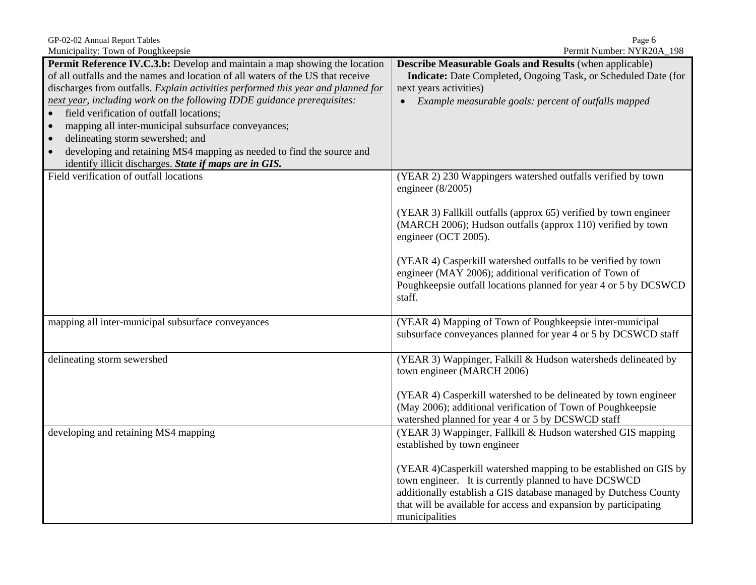| **Permit Reference IV.C.3.b:** Develop and maintain a map showing the location of all outfalls and the names and location of all waters of the US that receive discharges from outfalls. *Explain activities performed this year and planned for next year, including work on the following IDDE guidance prerequisites:*<br>• field verification of outfall locations;<br>• mapping all inter-municipal subsurface conveyances;<br>• delineating storm sewershed; and<br>• developing and retaining MS4 mapping as needed to find the source and identify illicit discharges. ***State if maps are in GIS.*** | **Describe Measurable Goals and Results** (when applicable)<br>**Indicate:** Date Completed, Ongoing Task, or Scheduled Date (for next years activities)<br>• *Example measurable goals: percent of outfalls mapped* |
|---|---|
| Field verification of outfall locations | (YEAR 2) 230 Wappingers watershed outfalls verified by town engineer (8/2005)<br><br>(YEAR 3) Fallkill outfalls (approx 65) verified by town engineer (MARCH 2006); Hudson outfalls (approx 110) verified by town engineer (OCT 2005).<br><br>(YEAR 4) Casperkill watershed outfalls to be verified by town engineer (MAY 2006); additional verification of Town of Poughkeepsie outfall locations planned for year 4 or 5 by DCSWCD staff. |
| mapping all inter-municipal subsurface conveyances | (YEAR 4) Mapping of Town of Poughkeepsie inter-municipal subsurface conveyances planned for year 4 or 5 by DCSWCD staff |
| delineating storm sewershed | (YEAR 3) Wappinger, Falkill & Hudson watersheds delineated by town engineer (MARCH 2006)<br><br>(YEAR 4) Casperkill watershed to be delineated by town engineer (May 2006); additional verification of Town of Poughkeepsie watershed planned for year 4 or 5 by DCSWCD staff |
| developing and retaining MS4 mapping | (YEAR 3) Wappinger, Fallkill & Hudson watershed GIS mapping established by town engineer<br><br>(YEAR 4)Casperkill watershed mapping to be established on GIS by town engineer. It is currently planned to have DCSWCD additionally establish a GIS database managed by Dutchess County that will be available for access and expansion by participating municipalities |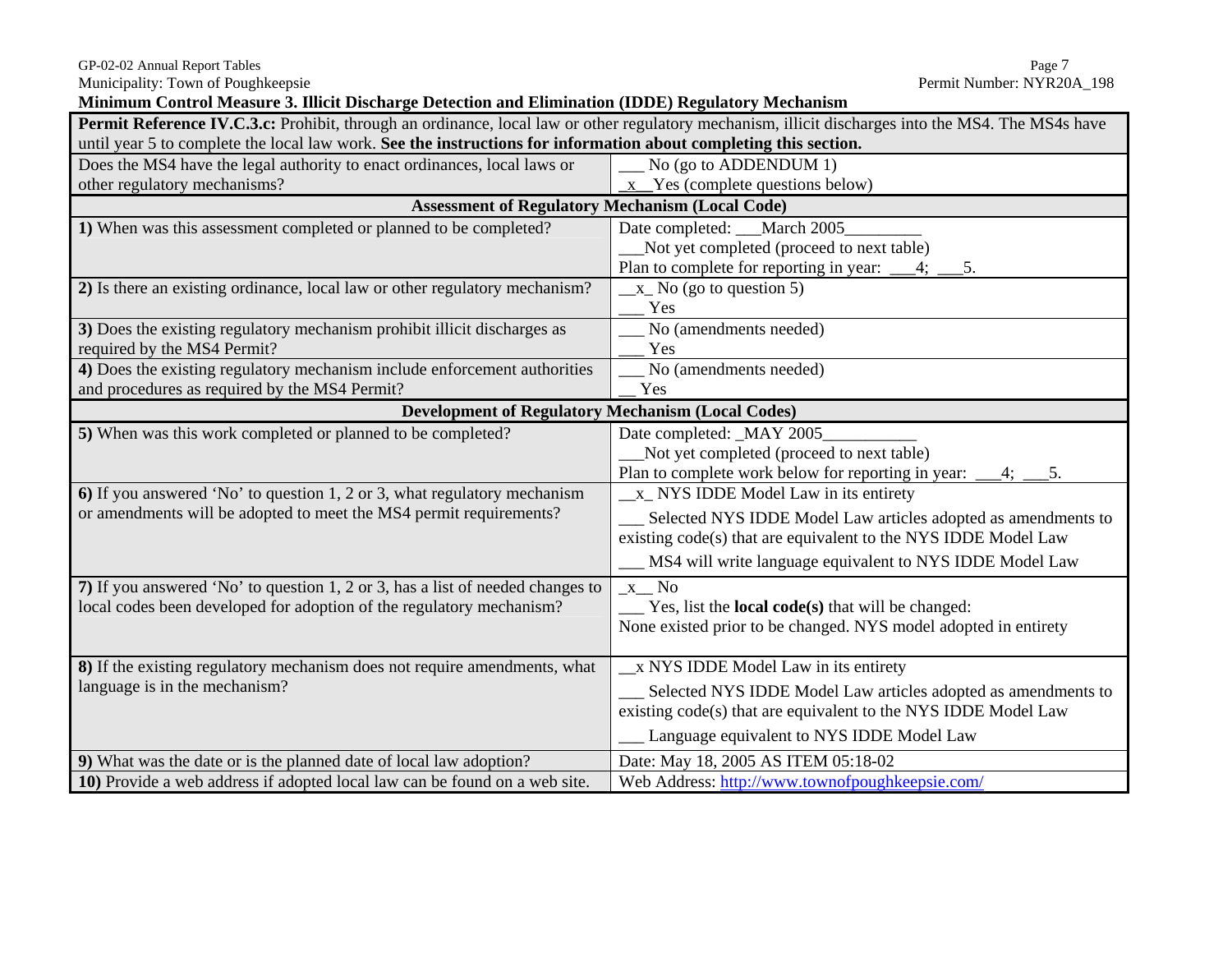Municipality: Town of Poughkeepsie

Permit Number: NYR20A_198

### Minimum Control Measure 3. Illicit Discharge Detection and Elimination (IDDE) Regulatory Mechanism

| **Permit Reference IV.C.3.c:** Prohibit, through an ordinance, local law or other regulatory mechanism, illicit discharges into the MS4. The MS4s have until year 5 to complete the local law work. **See the instructions for information about completing this section.** | |
|---|---|
| Does the MS4 have the legal authority to enact ordinances, local laws or other regulatory mechanisms? | ___ No (go to ADDENDUM 1)<br>_x__Yes (complete questions below) |
| **Assessment of Regulatory Mechanism (Local Code)** | |
| **1)** When was this assessment completed or planned to be completed? | Date completed: ___March 2005_________<br>___Not yet completed (proceed to next table)<br>Plan to complete for reporting in year: ___4; ___5. |
| **2)** Is there an existing ordinance, local law or other regulatory mechanism? | __x_ No (go to question 5)<br>___ Yes |
| **3)** Does the existing regulatory mechanism prohibit illicit discharges as required by the MS4 Permit? | ___ No (amendments needed)<br>___ Yes |
| **4)** Does the existing regulatory mechanism include enforcement authorities and procedures as required by the MS4 Permit? | ___ No (amendments needed)<br>__ Yes |
| **Development of Regulatory Mechanism (Local Codes)** | |
| **5)** When was this work completed or planned to be completed? | Date completed: _MAY 2005___________<br>___Not yet completed (proceed to next table)<br>Plan to complete work below for reporting in year: ___4; ___5. |
| **6)** If you answered 'No' to question 1, 2 or 3, what regulatory mechanism or amendments will be adopted to meet the MS4 permit requirements? | __x_ NYS IDDE Model Law in its entirety<br>___ Selected NYS IDDE Model Law articles adopted as amendments to existing code(s) that are equivalent to the NYS IDDE Model Law<br>___ MS4 will write language equivalent to NYS IDDE Model Law |
| **7)** If you answered 'No' to question 1, 2 or 3, has a list of needed changes to local codes been developed for adoption of the regulatory mechanism? | _x__ No<br>___ Yes, list the **local code(s)** that will be changed:<br>None existed prior to be changed. NYS model adopted in entirety |
| **8)** If the existing regulatory mechanism does not require amendments, what language is in the mechanism? | __x NYS IDDE Model Law in its entirety<br>___ Selected NYS IDDE Model Law articles adopted as amendments to existing code(s) that are equivalent to the NYS IDDE Model Law<br>___ Language equivalent to NYS IDDE Model Law |
| **9)** What was the date or is the planned date of local law adoption? | Date: May 18, 2005 AS ITEM 05:18-02 |
| **10)** Provide a web address if adopted local law can be found on a web site. | Web Address: http://www.townofpoughkeepsie.com/ |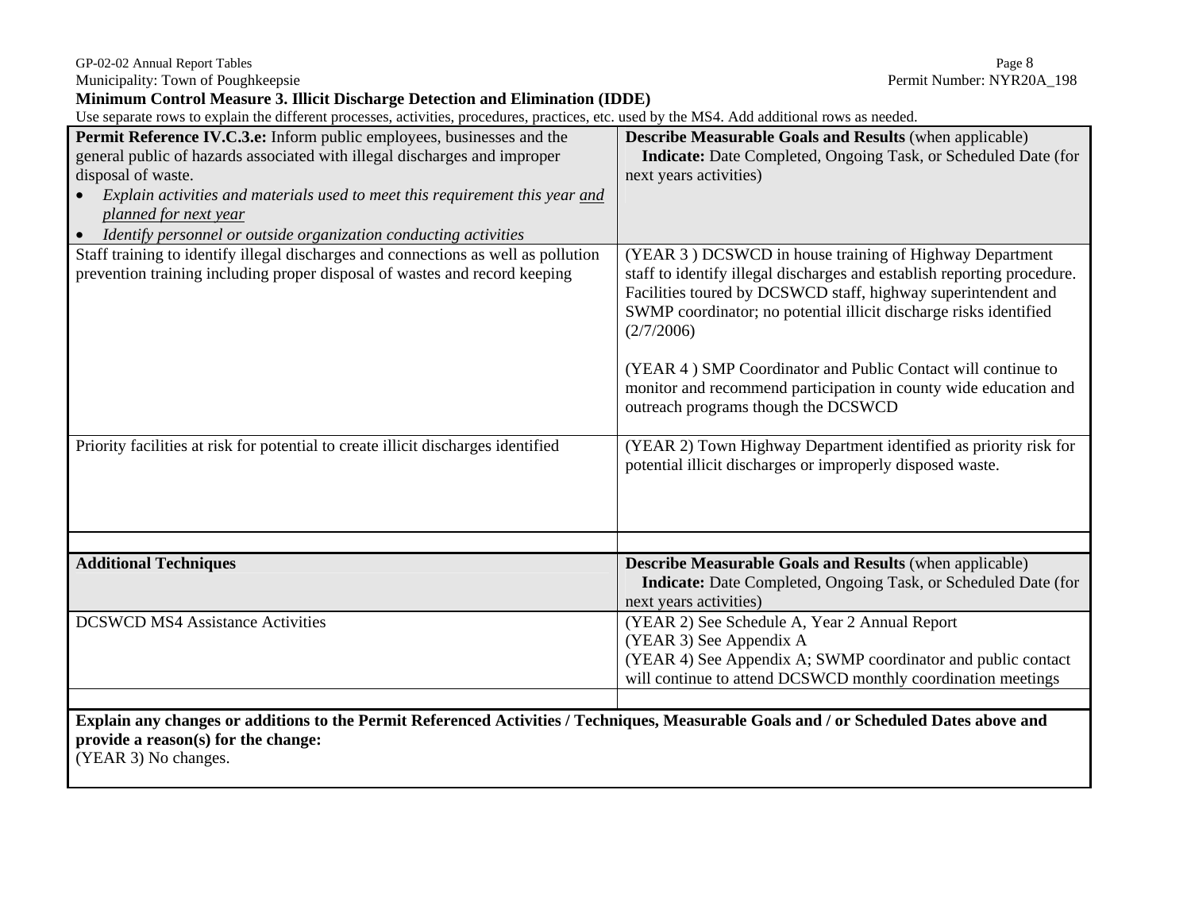**Minimum Control Measure 3. Illicit Discharge Detection and Elimination (IDDE)**

Use separate rows to explain the different processes, activities, procedures, practices, etc. used by the MS4. Add additional rows as needed.

| **Permit Reference IV.C.3.e:** Inform public employees, businesses and the general public of hazards associated with illegal discharges and improper disposal of waste.<br>• *Explain activities and materials used to meet this requirement this year* ***and planned for next year***<br>• *Identify personnel or outside organization conducting activities* | **Describe Measurable Goals and Results** (when applicable)<br>**Indicate:** Date Completed, Ongoing Task, or Scheduled Date (for next years activities) |
|---|---|
| Staff training to identify illegal discharges and connections as well as pollution prevention training including proper disposal of wastes and record keeping | (YEAR 3 ) DCSWCD in house training of Highway Department staff to identify illegal discharges and establish reporting procedure. Facilities toured by DCSWCD staff, highway superintendent and SWMP coordinator; no potential illicit discharge risks identified (2/7/2006)<br><br>(YEAR 4 ) SMP Coordinator and Public Contact will continue to monitor and recommend participation in county wide education and outreach programs though the DCSWCD |
| Priority facilities at risk for potential to create illicit discharges identified | (YEAR 2) Town Highway Department identified as priority risk for potential illicit discharges or improperly disposed waste. |
| | |
| **Additional Techniques** | **Describe Measurable Goals and Results** (when applicable)<br>**Indicate:** Date Completed, Ongoing Task, or Scheduled Date (for next years activities) |
| DCSWCD MS4 Assistance Activities | (YEAR 2) See Schedule A, Year 2 Annual Report<br>(YEAR 3) See Appendix A<br>(YEAR 4) See Appendix A; SWMP coordinator and public contact will continue to attend DCSWCD monthly coordination meetings |
| | |

**Explain any changes or additions to the Permit Referenced Activities / Techniques, Measurable Goals and / or Scheduled Dates above and provide a reason(s) for the change:**

(YEAR 3) No changes.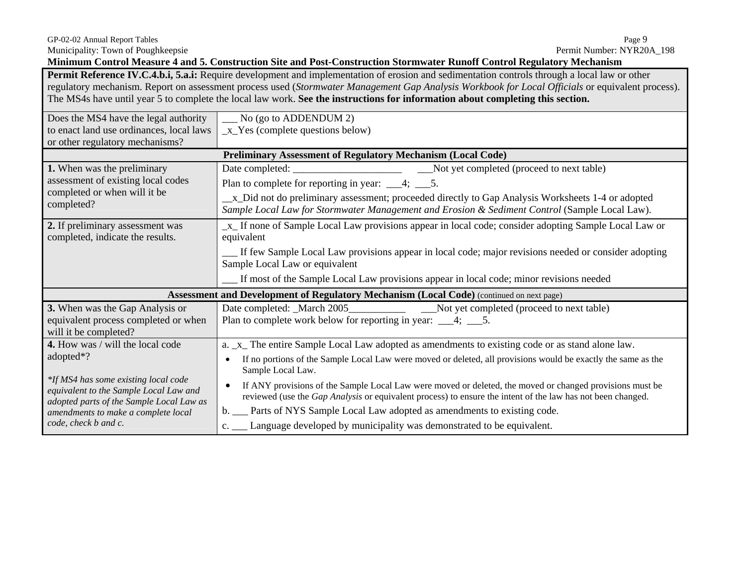GP-02-02 Annual Report Tables
Municipality: Town of Poughkeepsie
Permit Number: NYR20A_198

**Minimum Control Measure 4 and 5. Construction Site and Post-Construction Stormwater Runoff Control Regulatory Mechanism**

| **Permit Reference IV.C.4.b.i, 5.a.i:** Require development and implementation of erosion and sedimentation controls through a local law or other regulatory mechanism. Report on assessment process used (*Stormwater Management Gap Analysis Workbook for Local Officials* or equivalent process). The MS4s have until year 5 to complete the local law work. **See the instructions for information about completing this section.** | |
|---|---|
| Does the MS4 have the legal authority to enact land use ordinances, local laws or other regulatory mechanisms? | ___ No (go to ADDENDUM 2)<br>_x_Yes (complete questions below) |
| **Preliminary Assessment of Regulatory Mechanism (Local Code)** | |
| **1.** When was the preliminary assessment of existing local codes completed or when will it be completed? | Date completed: ____________________ ___Not yet completed (proceed to next table)<br>Plan to complete for reporting in year: ___4; ___5.<br>__x_Did not do preliminary assessment; proceeded directly to Gap Analysis Worksheets 1-4 or adopted *Sample Local Law for Stormwater Management and Erosion & Sediment Control* (Sample Local Law). |
| **2.** If preliminary assessment was completed, indicate the results. | _x_ If none of Sample Local Law provisions appear in local code; consider adopting Sample Local Law or equivalent<br>___ If few Sample Local Law provisions appear in local code; major revisions needed or consider adopting Sample Local Law or equivalent<br>___ If most of the Sample Local Law provisions appear in local code; minor revisions needed |
| **Assessment and Development of Regulatory Mechanism (Local Code)** (continued on next page) | |
| **3.** When was the Gap Analysis or equivalent process completed or when will it be completed? | Date completed: _March 2005__________ ___Not yet completed (proceed to next table)<br>Plan to complete work below for reporting in year: ___4; ___5. |
| **4.** How was / will the local code adopted*?<br><br>*\*If MS4 has some existing local code equivalent to the Sample Local Law and adopted parts of the Sample Local Law as amendments to make a complete local code, check b and c.* | a. _x_ The entire Sample Local Law adopted as amendments to existing code or as stand alone law.<br>• If no portions of the Sample Local Law were moved or deleted, all provisions would be exactly the same as the Sample Local Law.<br>• If ANY provisions of the Sample Local Law were moved or deleted, the moved or changed provisions must be reviewed (use the *Gap Analysis* or equivalent process) to ensure the intent of the law has not been changed.<br>b. ___ Parts of NYS Sample Local Law adopted as amendments to existing code.<br>c. ___ Language developed by municipality was demonstrated to be equivalent. |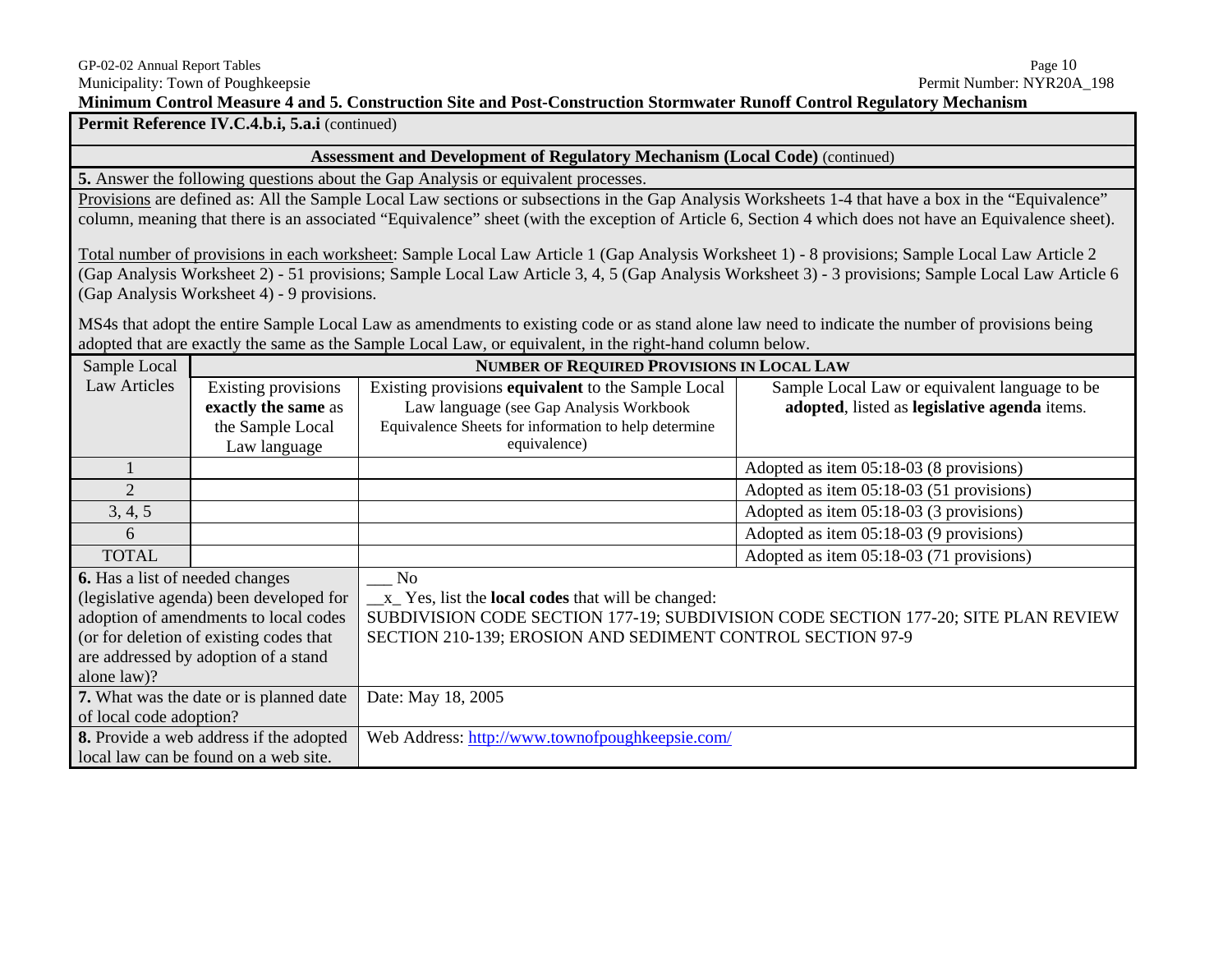**Minimum Control Measure 4 and 5. Construction Site and Post-Construction Stormwater Runoff Control Regulatory Mechanism**

**Permit Reference IV.C.4.b.i, 5.a.i** (continued)

**Assessment and Development of Regulatory Mechanism (Local Code)** (continued)

**5.** Answer the following questions about the Gap Analysis or equivalent processes.

Provisions are defined as: All the Sample Local Law sections or subsections in the Gap Analysis Worksheets 1-4 that have a box in the "Equivalence" column, meaning that there is an associated "Equivalence" sheet (with the exception of Article 6, Section 4 which does not have an Equivalence sheet).

Total number of provisions in each worksheet: Sample Local Law Article 1 (Gap Analysis Worksheet 1) - 8 provisions; Sample Local Law Article 2 (Gap Analysis Worksheet 2) - 51 provisions; Sample Local Law Article 3, 4, 5 (Gap Analysis Worksheet 3) - 3 provisions; Sample Local Law Article 6 (Gap Analysis Worksheet 4) - 9 provisions.

MS4s that adopt the entire Sample Local Law as amendments to existing code or as stand alone law need to indicate the number of provisions being adopted that are exactly the same as the Sample Local Law, or equivalent, in the right-hand column below.

| Sample Local Law Articles | NUMBER OF REQUIRED PROVISIONS IN LOCAL LAW | | |
|---|---|---|---|
| | Existing provisions **exactly the same** as the Sample Local Law language | Existing provisions **equivalent** to the Sample Local Law language (see Gap Analysis Workbook Equivalence Sheets for information to help determine equivalence) | Sample Local Law or equivalent language to be **adopted**, listed as **legislative agenda** items. |
| 1 | | | Adopted as item 05:18-03 (8 provisions) |
| 2 | | | Adopted as item 05:18-03 (51 provisions) |
| 3, 4, 5 | | | Adopted as item 05:18-03 (3 provisions) |
| 6 | | | Adopted as item 05:18-03 (9 provisions) |
| TOTAL | | | Adopted as item 05:18-03 (71 provisions) |

| | |
|---|---|
| **6.** Has a list of needed changes (legislative agenda) been developed for adoption of amendments to local codes (or for deletion of existing codes that are addressed by adoption of a stand alone law)? | ___ No<br>__x_ Yes, list the **local codes** that will be changed:<br>SUBDIVISION CODE SECTION 177-19; SUBDIVISION CODE SECTION 177-20; SITE PLAN REVIEW SECTION 210-139; EROSION AND SEDIMENT CONTROL SECTION 97-9 |
| **7.** What was the date or is planned date of local code adoption? | Date: May 18, 2005 |
| **8.** Provide a web address if the adopted local law can be found on a web site. | Web Address: http://www.townofpoughkeepsie.com/ |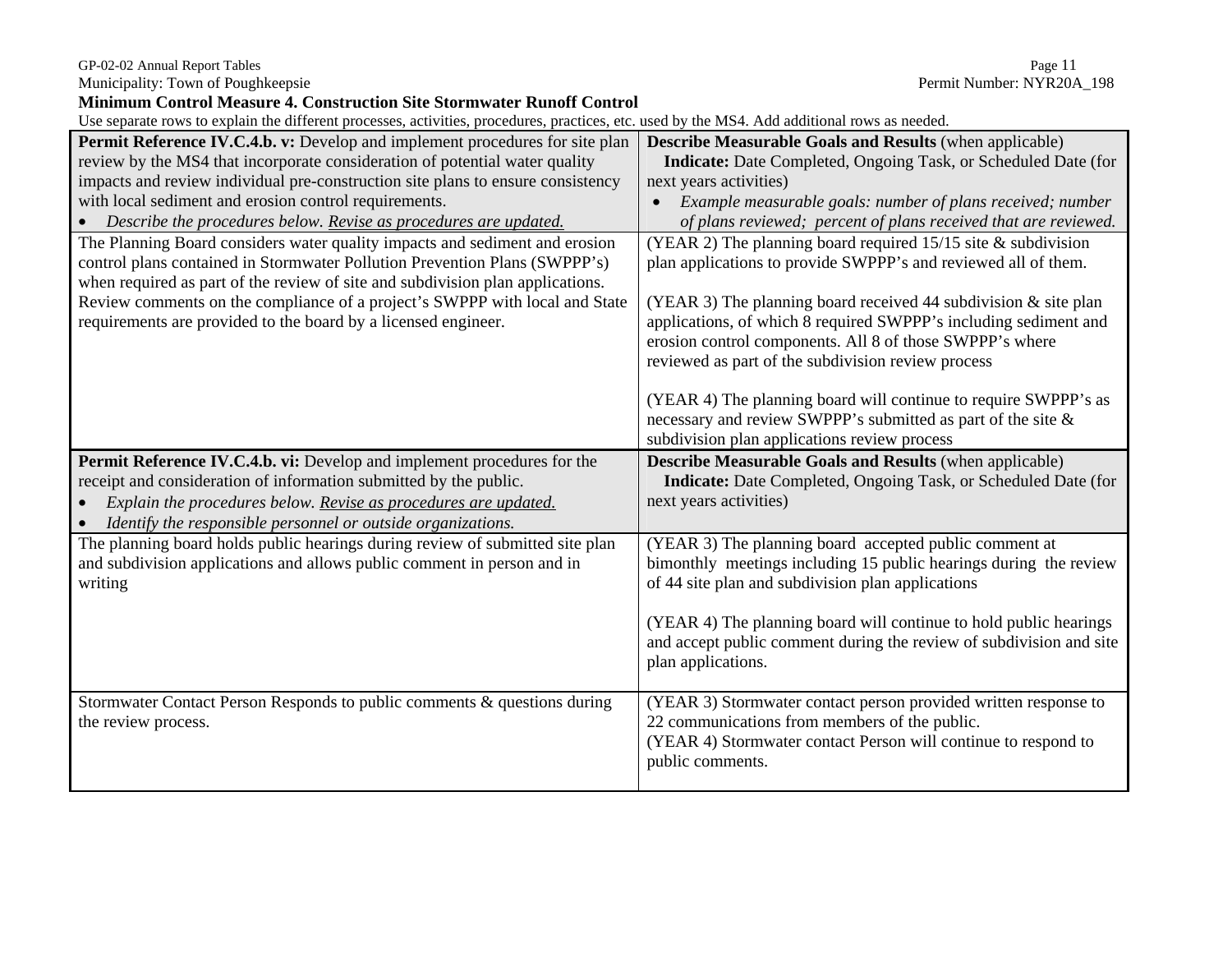## Minimum Control Measure 4. Construction Site Stormwater Runoff Control

Use separate rows to explain the different processes, activities, procedures, practices, etc. used by the MS4. Add additional rows as needed.

| **Permit Reference IV.C.4.b. v:** Develop and implement procedures for site plan review by the MS4 that incorporate consideration of potential water quality impacts and review individual pre-construction site plans to ensure consistency with local sediment and erosion control requirements.<br>• *Describe the procedures below. Revise as procedures are updated.* | **Describe Measurable Goals and Results** (when applicable)<br>**Indicate:** Date Completed, Ongoing Task, or Scheduled Date (for next years activities)<br>• *Example measurable goals: number of plans received; number of plans reviewed; percent of plans received that are reviewed.* |
|---|---|
| The Planning Board considers water quality impacts and sediment and erosion control plans contained in Stormwater Pollution Prevention Plans (SWPPP's) when required as part of the review of site and subdivision plan applications. Review comments on the compliance of a project's SWPPP with local and State requirements are provided to the board by a licensed engineer. | (YEAR 2) The planning board required 15/15 site & subdivision plan applications to provide SWPPP's and reviewed all of them.<br><br>(YEAR 3) The planning board received 44 subdivision & site plan applications, of which 8 required SWPPP's including sediment and erosion control components. All 8 of those SWPPP's where reviewed as part of the subdivision review process<br><br>(YEAR 4) The planning board will continue to require SWPPP's as necessary and review SWPPP's submitted as part of the site & subdivision plan applications review process |
| **Permit Reference IV.C.4.b. vi:** Develop and implement procedures for the receipt and consideration of information submitted by the public.<br>• *Explain the procedures below. Revise as procedures are updated.*<br>• *Identify the responsible personnel or outside organizations.* | **Describe Measurable Goals and Results** (when applicable)<br>**Indicate:** Date Completed, Ongoing Task, or Scheduled Date (for next years activities) |
| The planning board holds public hearings during review of submitted site plan and subdivision applications and allows public comment in person and in writing | (YEAR 3) The planning board accepted public comment at bimonthly meetings including 15 public hearings during the review of 44 site plan and subdivision plan applications<br><br>(YEAR 4) The planning board will continue to hold public hearings and accept public comment during the review of subdivision and site plan applications. |
| Stormwater Contact Person Responds to public comments & questions during the review process. | (YEAR 3) Stormwater contact person provided written response to 22 communications from members of the public.<br>(YEAR 4) Stormwater contact Person will continue to respond to public comments. |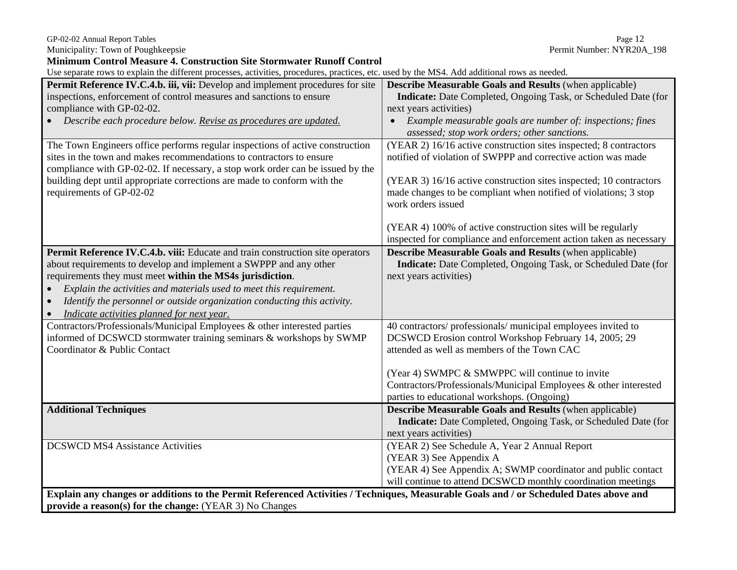**Minimum Control Measure 4. Construction Site Stormwater Runoff Control**

Use separate rows to explain the different processes, activities, procedures, practices, etc. used by the MS4. Add additional rows as needed.

| **Permit Reference IV.C.4.b. iii, vii:** Develop and implement procedures for site inspections, enforcement of control measures and sanctions to ensure compliance with GP-02-02.<br>• *Describe each procedure below. Revise as procedures are updated.* | **Describe Measurable Goals and Results** (when applicable)<br>**Indicate:** Date Completed, Ongoing Task, or Scheduled Date (for next years activities)<br>• *Example measurable goals are number of: inspections; fines assessed; stop work orders; other sanctions.* |
|---|---|
| The Town Engineers office performs regular inspections of active construction sites in the town and makes recommendations to contractors to ensure compliance with GP-02-02. If necessary, a stop work order can be issued by the building dept until appropriate corrections are made to conform with the requirements of GP-02-02 | (YEAR 2) 16/16 active construction sites inspected; 8 contractors notified of violation of SWPPP and corrective action was made<br><br>(YEAR 3) 16/16 active construction sites inspected; 10 contractors made changes to be compliant when notified of violations; 3 stop work orders issued<br><br>(YEAR 4) 100% of active construction sites will be regularly inspected for compliance and enforcement action taken as necessary |
| **Permit Reference IV.C.4.b. viii:** Educate and train construction site operators about requirements to develop and implement a SWPPP and any other requirements they must meet **within the MS4s jurisdiction**.<br>• *Explain the activities and materials used to meet this requirement.*<br>• *Identify the personnel or outside organization conducting this activity.*<br>• *Indicate activities planned for next year.* | **Describe Measurable Goals and Results** (when applicable)<br>**Indicate:** Date Completed, Ongoing Task, or Scheduled Date (for next years activities) |
| Contractors/Professionals/Municipal Employees & other interested parties informed of DCSWCD stormwater training seminars & workshops by SWMP Coordinator & Public Contact | 40 contractors/ professionals/ municipal employees invited to DCSWCD Erosion control Workshop February 14, 2005; 29 attended as well as members of the Town CAC<br><br>(Year 4) SWMPC & SMWPPC will continue to invite Contractors/Professionals/Municipal Employees & other interested parties to educational workshops. (Ongoing) |
| **Additional Techniques** | **Describe Measurable Goals and Results** (when applicable)<br>**Indicate:** Date Completed, Ongoing Task, or Scheduled Date (for next years activities) |
| DCSWCD MS4 Assistance Activities | (YEAR 2) See Schedule A, Year 2 Annual Report<br>(YEAR 3) See Appendix A<br>(YEAR 4) See Appendix A; SWMP coordinator and public contact will continue to attend DCSWCD monthly coordination meetings |

**Explain any changes or additions to the Permit Referenced Activities / Techniques, Measurable Goals and / or Scheduled Dates above and provide a reason(s) for the change:** (YEAR 3) No Changes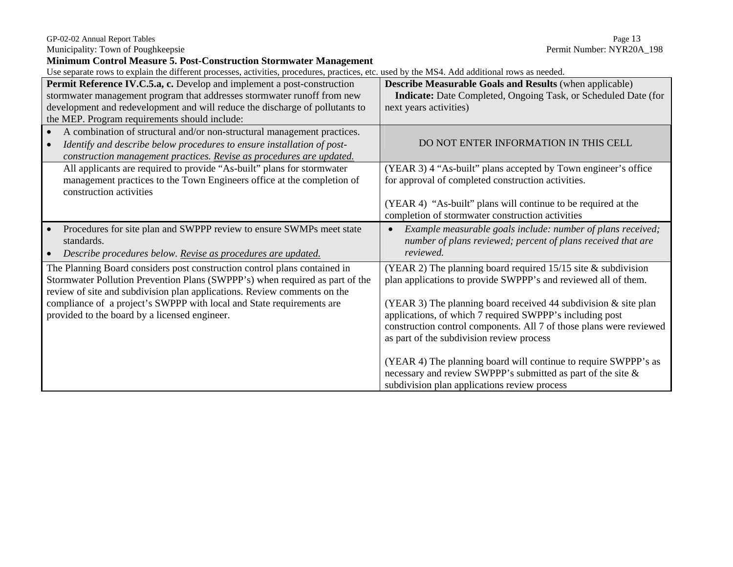Municipality: Town of Poughkeepsie Permit Number: NYR20A_198

**Minimum Control Measure 5. Post-Construction Stormwater Management**

Use separate rows to explain the different processes, activities, procedures, practices, etc. used by the MS4. Add additional rows as needed.

| **Permit Reference IV.C.5.a, c.** Develop and implement a post-construction stormwater management program that addresses stormwater runoff from new development and redevelopment and will reduce the discharge of pollutants to the MEP. Program requirements should include: | **Describe Measurable Goals and Results** (when applicable) **Indicate:** Date Completed, Ongoing Task, or Scheduled Date (for next years activities) |
|---|---|
| • A combination of structural and/or non-structural management practices.<br>• *Identify and describe below procedures to ensure installation of post-construction management practices. <u>Revise as procedures are updated.</u>* | DO NOT ENTER INFORMATION IN THIS CELL |
| All applicants are required to provide "As-built" plans for stormwater management practices to the Town Engineers office at the completion of construction activities | (YEAR 3) 4 "As-built" plans accepted by Town engineer's office for approval of completed construction activities.<br><br>(YEAR 4) "As-built" plans will continue to be required at the completion of stormwater construction activities |
| • Procedures for site plan and SWPPP review to ensure SWMPs meet state standards.<br>• *Describe procedures below. <u>Revise as procedures are updated.</u>* | • *Example measurable goals include: number of plans received; number of plans reviewed; percent of plans received that are reviewed.* |
| The Planning Board considers post construction control plans contained in Stormwater Pollution Prevention Plans (SWPPP's) when required as part of the review of site and subdivision plan applications. Review comments on the compliance of a project's SWPPP with local and State requirements are provided to the board by a licensed engineer. | (YEAR 2) The planning board required 15/15 site & subdivision plan applications to provide SWPPP's and reviewed all of them.<br><br>(YEAR 3) The planning board received 44 subdivision & site plan applications, of which 7 required SWPPP's including post construction control components. All 7 of those plans were reviewed as part of the subdivision review process<br><br>(YEAR 4) The planning board will continue to require SWPPP's as necessary and review SWPPP's submitted as part of the site & subdivision plan applications review process |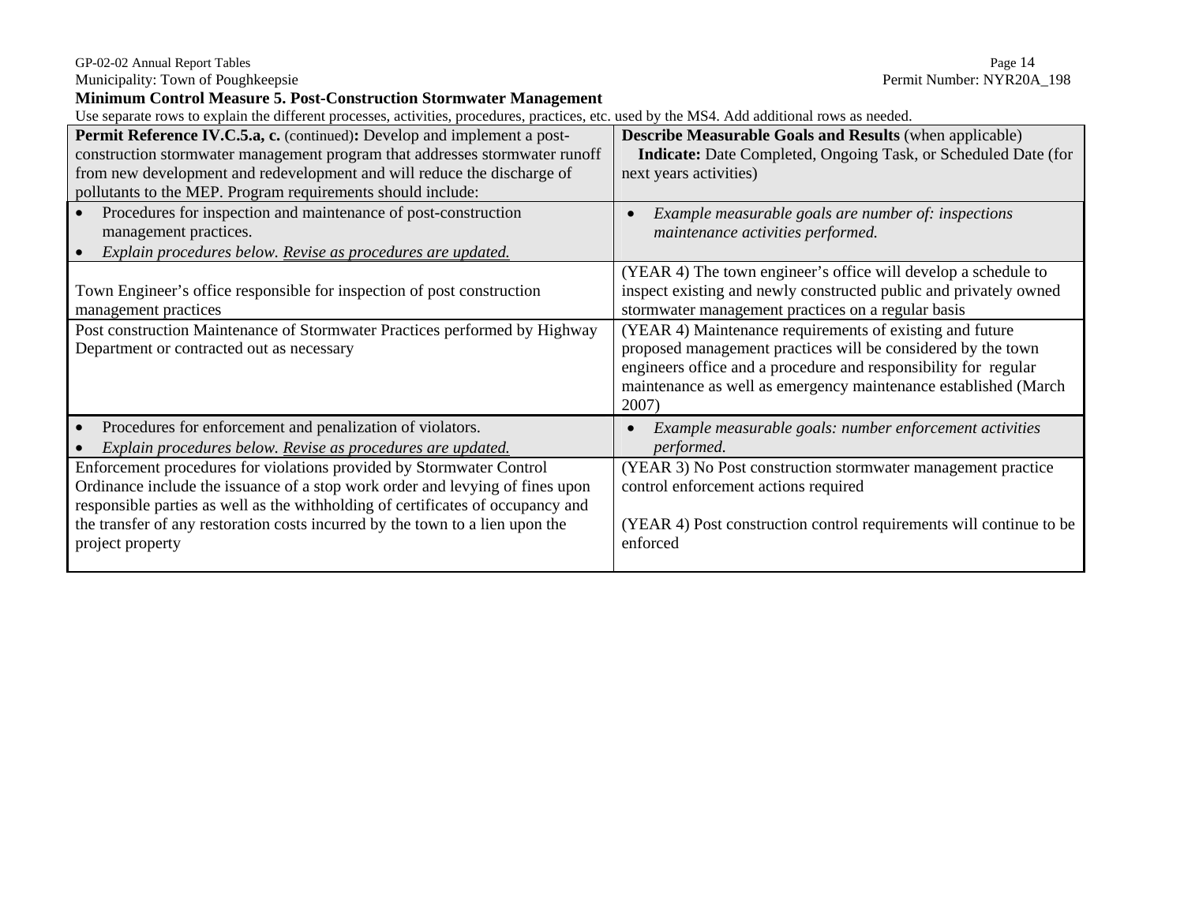**Minimum Control Measure 5. Post-Construction Stormwater Management**

Use separate rows to explain the different processes, activities, procedures, practices, etc. used by the MS4. Add additional rows as needed.

| **Permit Reference IV.C.5.a, c.** (continued)**:** Develop and implement a post-construction stormwater management program that addresses stormwater runoff from new development and redevelopment and will reduce the discharge of pollutants to the MEP. Program requirements should include: | **Describe Measurable Goals and Results** (when applicable) **Indicate:** Date Completed, Ongoing Task, or Scheduled Date (for next years activities) |
|---|---|
| • Procedures for inspection and maintenance of post-construction management practices. • *Explain procedures below. Revise as procedures are updated.* | • *Example measurable goals are number of: inspections maintenance activities performed.* |
| Town Engineer's office responsible for inspection of post construction management practices | (YEAR 4) The town engineer's office will develop a schedule to inspect existing and newly constructed public and privately owned stormwater management practices on a regular basis |
| Post construction Maintenance of Stormwater Practices performed by Highway Department or contracted out as necessary | (YEAR 4) Maintenance requirements of existing and future proposed management practices will be considered by the town engineers office and a procedure and responsibility for regular maintenance as well as emergency maintenance established (March 2007) |
| • Procedures for enforcement and penalization of violators. • *Explain procedures below. Revise as procedures are updated.* | • *Example measurable goals: number enforcement activities performed.* |
| Enforcement procedures for violations provided by Stormwater Control Ordinance include the issuance of a stop work order and levying of fines upon responsible parties as well as the withholding of certificates of occupancy and the transfer of any restoration costs incurred by the town to a lien upon the project property | (YEAR 3) No Post construction stormwater management practice control enforcement actions required<br><br>(YEAR 4) Post construction control requirements will continue to be enforced |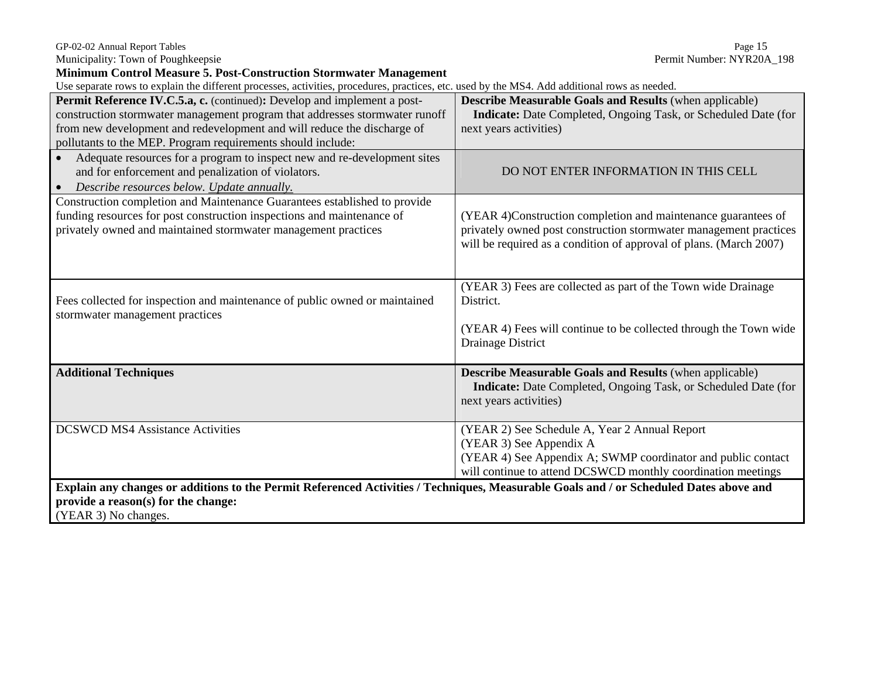**Minimum Control Measure 5. Post-Construction Stormwater Management**

Use separate rows to explain the different processes, activities, procedures, practices, etc. used by the MS4. Add additional rows as needed.

| **Permit Reference IV.C.5.a, c.** (continued)**:** Develop and implement a post-construction stormwater management program that addresses stormwater runoff from new development and redevelopment and will reduce the discharge of pollutants to the MEP. Program requirements should include: | **Describe Measurable Goals and Results** (when applicable) **Indicate:** Date Completed, Ongoing Task, or Scheduled Date (for next years activities) |
|---|---|
| • Adequate resources for a program to inspect new and re-development sites and for enforcement and penalization of violators.<br>• *Describe resources below. Update annually.* | DO NOT ENTER INFORMATION IN THIS CELL |
| Construction completion and Maintenance Guarantees established to provide funding resources for post construction inspections and maintenance of privately owned and maintained stormwater management practices | (YEAR 4)Construction completion and maintenance guarantees of privately owned post construction stormwater management practices will be required as a condition of approval of plans. (March 2007) |
| Fees collected for inspection and maintenance of public owned or maintained stormwater management practices | (YEAR 3) Fees are collected as part of the Town wide Drainage District.<br><br>(YEAR 4) Fees will continue to be collected through the Town wide Drainage District |
| **Additional Techniques** | **Describe Measurable Goals and Results** (when applicable) **Indicate:** Date Completed, Ongoing Task, or Scheduled Date (for next years activities) |
| DCSWCD MS4 Assistance Activities | (YEAR 2) See Schedule A, Year 2 Annual Report<br>(YEAR 3) See Appendix A<br>(YEAR 4) See Appendix A; SWMP coordinator and public contact will continue to attend DCSWCD monthly coordination meetings |

**Explain any changes or additions to the Permit Referenced Activities / Techniques, Measurable Goals and / or Scheduled Dates above and provide a reason(s) for the change:**

(YEAR 3) No changes.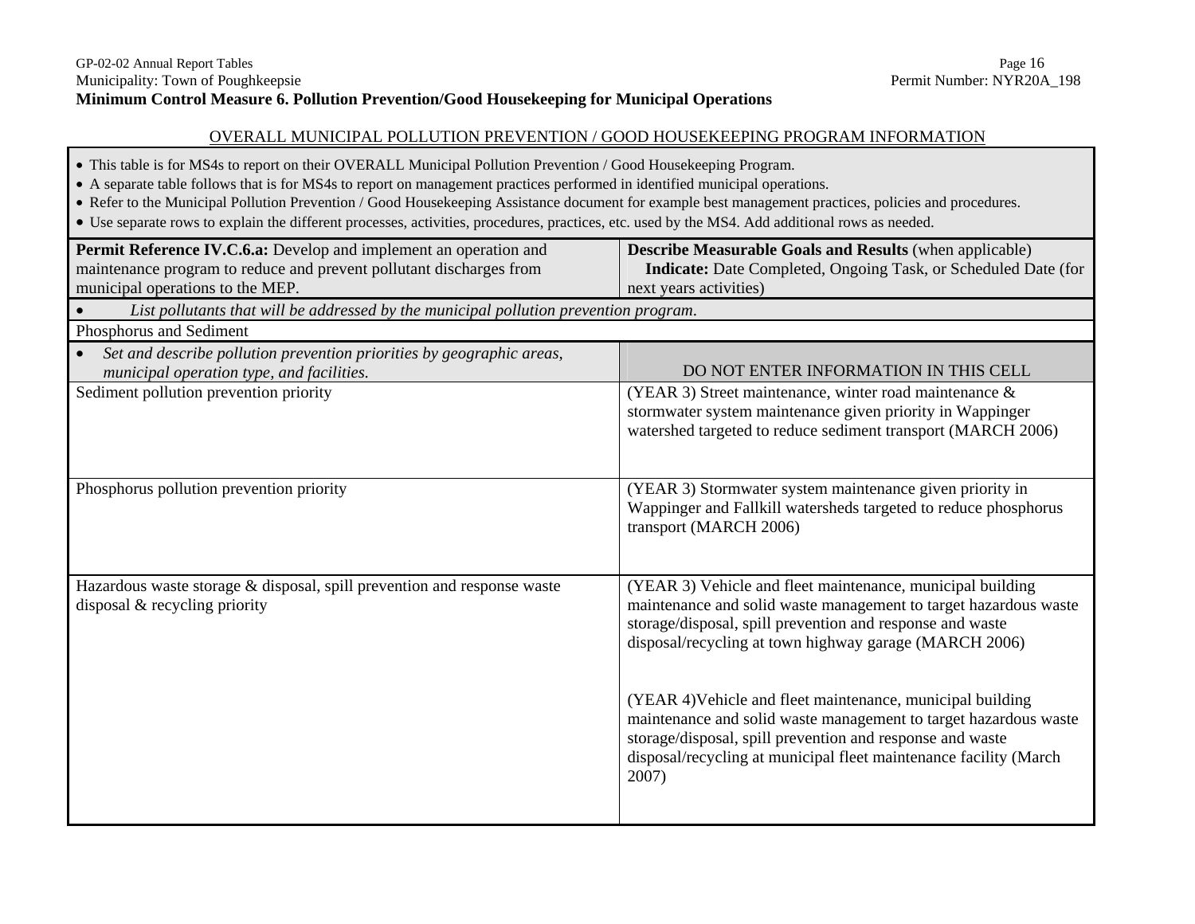**Minimum Control Measure 6. Pollution Prevention/Good Housekeeping for Municipal Operations**

OVERALL MUNICIPAL POLLUTION PREVENTION / GOOD HOUSEKEEPING PROGRAM INFORMATION

- This table is for MS4s to report on their OVERALL Municipal Pollution Prevention / Good Housekeeping Program.
- A separate table follows that is for MS4s to report on management practices performed in identified municipal operations.
- Refer to the Municipal Pollution Prevention / Good Housekeeping Assistance document for example best management practices, policies and procedures.
- Use separate rows to explain the different processes, activities, procedures, practices, etc. used by the MS4. Add additional rows as needed.

| **Permit Reference IV.C.6.a:** Develop and implement an operation and maintenance program to reduce and prevent pollutant discharges from municipal operations to the MEP. | **Describe Measurable Goals and Results** (when applicable) **Indicate:** Date Completed, Ongoing Task, or Scheduled Date (for next years activities) |
| --- | --- |
| • *List pollutants that will be addressed by the municipal pollution prevention program.* | |
| Phosphorus and Sediment | |
| • *Set and describe pollution prevention priorities by geographic areas, municipal operation type, and facilities.* | DO NOT ENTER INFORMATION IN THIS CELL |
| Sediment pollution prevention priority | (YEAR 3) Street maintenance, winter road maintenance & stormwater system maintenance given priority in Wappinger watershed targeted to reduce sediment transport (MARCH 2006) |
| Phosphorus pollution prevention priority | (YEAR 3) Stormwater system maintenance given priority in Wappinger and Fallkill watersheds targeted to reduce phosphorus transport (MARCH 2006) |
| Hazardous waste storage & disposal, spill prevention and response waste disposal & recycling priority | (YEAR 3) Vehicle and fleet maintenance, municipal building maintenance and solid waste management to target hazardous waste storage/disposal, spill prevention and response and waste disposal/recycling at town highway garage (MARCH 2006)<br><br>(YEAR 4)Vehicle and fleet maintenance, municipal building maintenance and solid waste management to target hazardous waste storage/disposal, spill prevention and response and waste disposal/recycling at municipal fleet maintenance facility (March 2007) |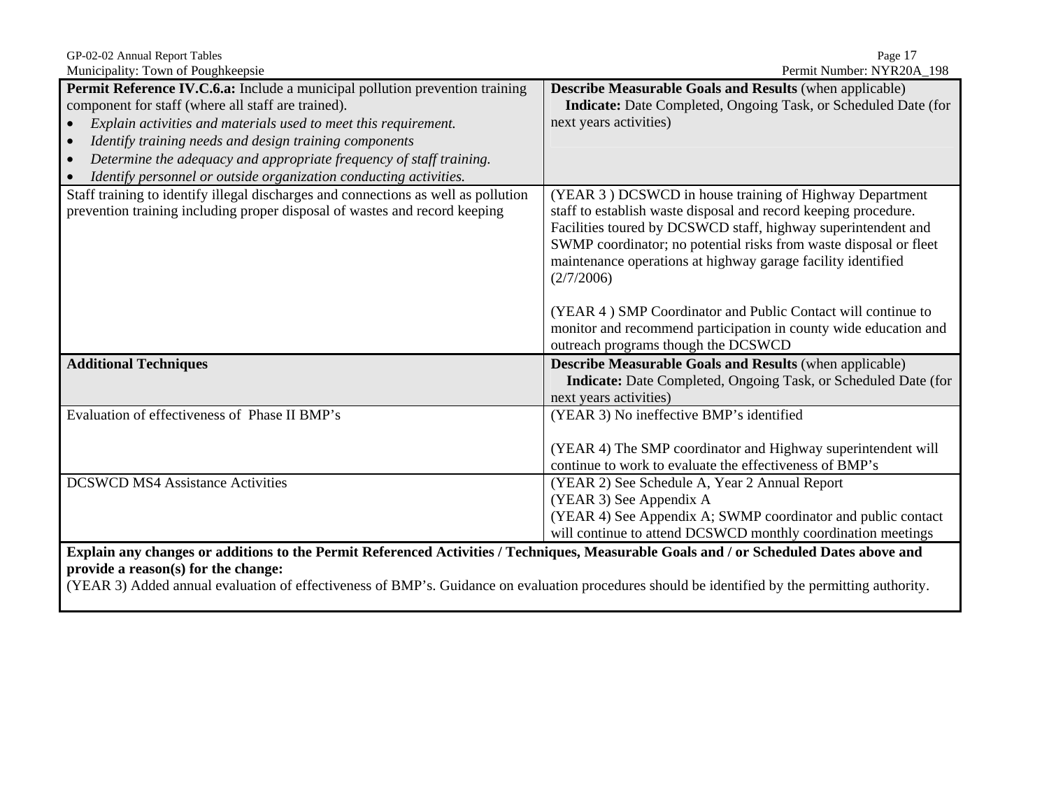| **Permit Reference IV.C.6.a:** Include a municipal pollution prevention training component for staff (where all staff are trained).<br>• *Explain activities and materials used to meet this requirement.*<br>• *Identify training needs and design training components*<br>• *Determine the adequacy and appropriate frequency of staff training.*<br>• *Identify personnel or outside organization conducting activities.* | **Describe Measurable Goals and Results** (when applicable)<br>**Indicate:** Date Completed, Ongoing Task, or Scheduled Date (for next years activities) |
|---|---|
| Staff training to identify illegal discharges and connections as well as pollution prevention training including proper disposal of wastes and record keeping | (YEAR 3 ) DCSWCD in house training of Highway Department staff to establish waste disposal and record keeping procedure. Facilities toured by DCSWCD staff, highway superintendent and SWMP coordinator; no potential risks from waste disposal or fleet maintenance operations at highway garage facility identified (2/7/2006)<br><br>(YEAR 4 ) SMP Coordinator and Public Contact will continue to monitor and recommend participation in county wide education and outreach programs though the DCSWCD |
| **Additional Techniques** | **Describe Measurable Goals and Results** (when applicable)<br>**Indicate:** Date Completed, Ongoing Task, or Scheduled Date (for next years activities) |
| Evaluation of effectiveness of Phase II BMP's | (YEAR 3) No ineffective BMP's identified<br><br>(YEAR 4) The SMP coordinator and Highway superintendent will continue to work to evaluate the effectiveness of BMP's |
| DCSWCD MS4 Assistance Activities | (YEAR 2) See Schedule A, Year 2 Annual Report<br>(YEAR 3) See Appendix A<br>(YEAR 4) See Appendix A; SWMP coordinator and public contact will continue to attend DCSWCD monthly coordination meetings |

**Explain any changes or additions to the Permit Referenced Activities / Techniques, Measurable Goals and / or Scheduled Dates above and provide a reason(s) for the change:**

(YEAR 3) Added annual evaluation of effectiveness of BMP's. Guidance on evaluation procedures should be identified by the permitting authority.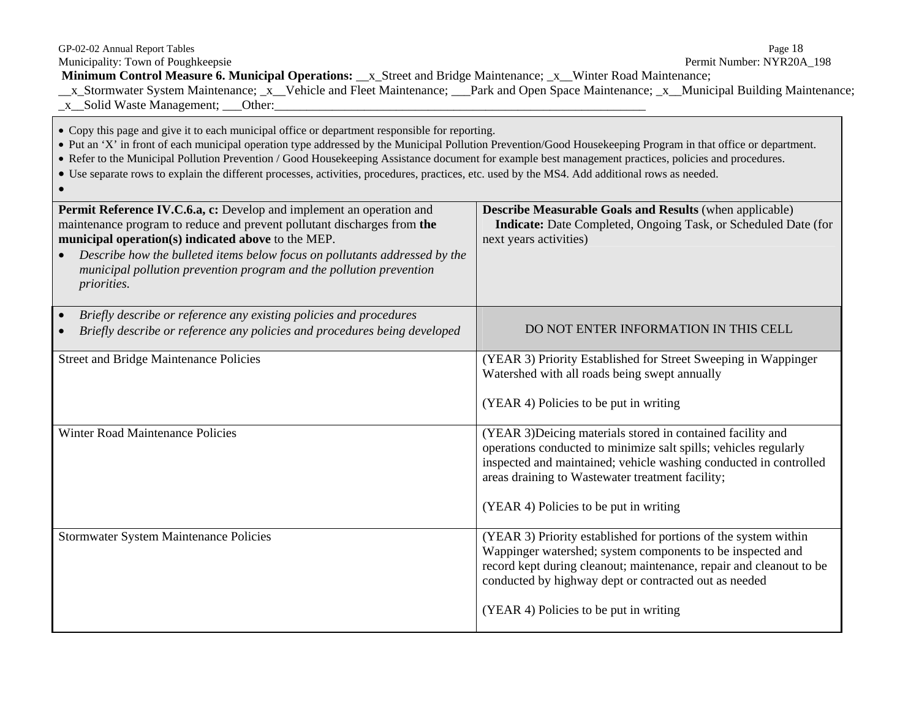Municipality: Town of Poughkeepsie

Permit Number: NYR20A_198

**Minimum Control Measure 6. Municipal Operations:** __x_Street and Bridge Maintenance; _x__Winter Road Maintenance; __x_Stormwater System Maintenance; _x__Vehicle and Fleet Maintenance; ___Park and Open Space Maintenance; _x__Municipal Building Maintenance; _x__Solid Waste Management; ___Other:____________________________________________________________

- Copy this page and give it to each municipal office or department responsible for reporting.
- Put an 'X' in front of each municipal operation type addressed by the Municipal Pollution Prevention/Good Housekeeping Program in that office or department.
- Refer to the Municipal Pollution Prevention / Good Housekeeping Assistance document for example best management practices, policies and procedures.
- Use separate rows to explain the different processes, activities, procedures, practices, etc. used by the MS4. Add additional rows as needed.
-

| **Permit Reference IV.C.6.a, c:** Develop and implement an operation and maintenance program to reduce and prevent pollutant discharges from **the municipal operation(s) indicated above** to the MEP.<br>• *Describe how the bulleted items below focus on pollutants addressed by the municipal pollution prevention program and the pollution prevention priorities.* | **Describe Measurable Goals and Results** (when applicable)<br>**Indicate:** Date Completed, Ongoing Task, or Scheduled Date (for next years activities) |
|---|---|
| • *Briefly describe or reference any existing policies and procedures*<br>• *Briefly describe or reference any policies and procedures being developed* | DO NOT ENTER INFORMATION IN THIS CELL |
| Street and Bridge Maintenance Policies | (YEAR 3) Priority Established for Street Sweeping in Wappinger Watershed with all roads being swept annually<br><br>(YEAR 4) Policies to be put in writing |
| Winter Road Maintenance Policies | (YEAR 3)Deicing materials stored in contained facility and operations conducted to minimize salt spills; vehicles regularly inspected and maintained; vehicle washing conducted in controlled areas draining to Wastewater treatment facility;<br><br>(YEAR 4) Policies to be put in writing |
| Stormwater System Maintenance Policies | (YEAR 3) Priority established for portions of the system within Wappinger watershed; system components to be inspected and record kept during cleanout; maintenance, repair and cleanout to be conducted by highway dept or contracted out as needed<br><br>(YEAR 4) Policies to be put in writing |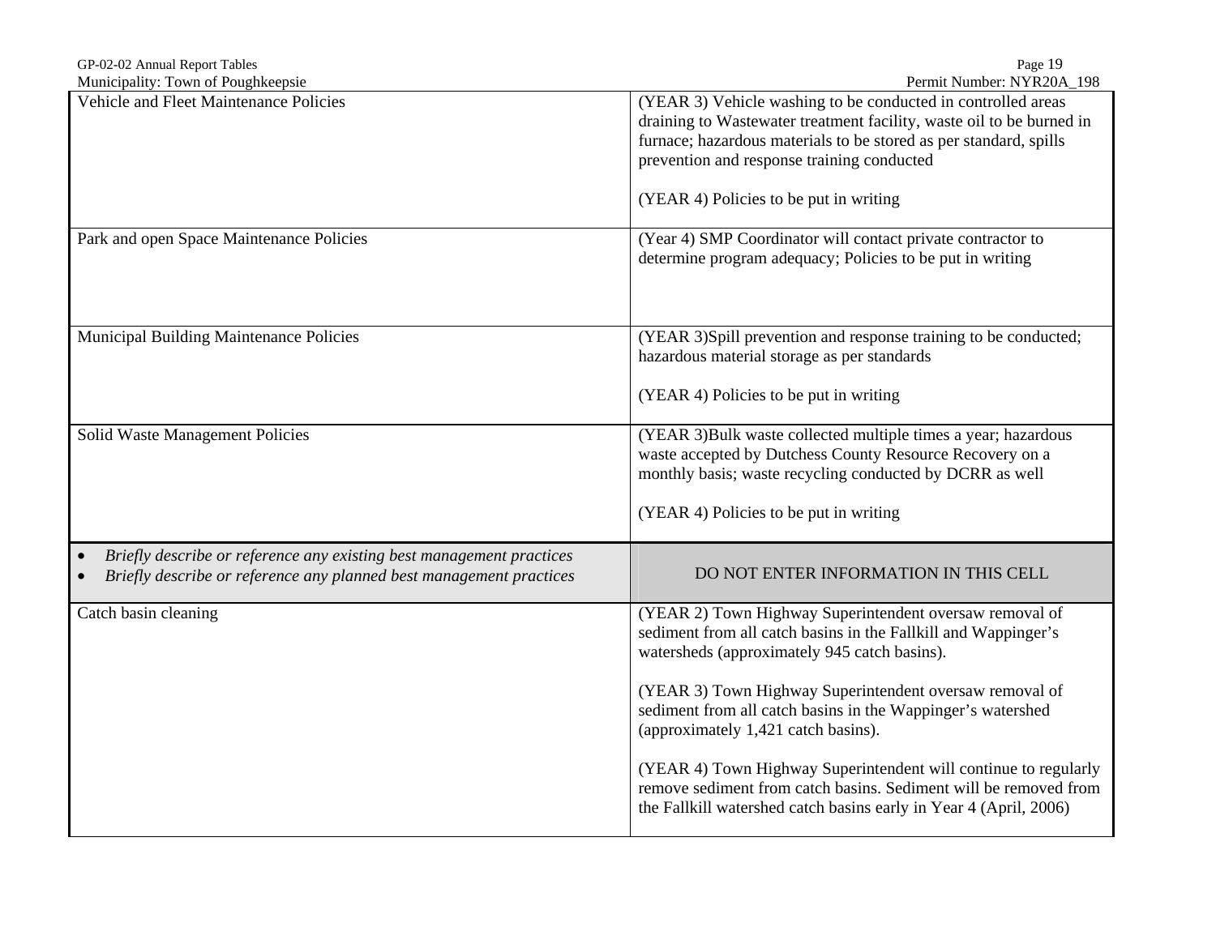| | |
|---|---|
| Vehicle and Fleet Maintenance Policies | (YEAR 3) Vehicle washing to be conducted in controlled areas draining to Wastewater treatment facility, waste oil to be burned in furnace; hazardous materials to be stored as per standard, spills prevention and response training conducted<br><br>(YEAR 4) Policies to be put in writing |
| Park and open Space Maintenance Policies | (Year 4) SMP Coordinator will contact private contractor to determine program adequacy; Policies to be put in writing |
| Municipal Building Maintenance Policies | (YEAR 3)Spill prevention and response training to be conducted; hazardous material storage as per standards<br><br>(YEAR 4) Policies to be put in writing |
| Solid Waste Management Policies | (YEAR 3)Bulk waste collected multiple times a year; hazardous waste accepted by Dutchess County Resource Recovery on a monthly basis; waste recycling conducted by DCRR as well<br><br>(YEAR 4) Policies to be put in writing |
| • *Briefly describe or reference any existing best management practices*<br>• *Briefly describe or reference any planned best management practices* | DO NOT ENTER INFORMATION IN THIS CELL |
| Catch basin cleaning | (YEAR 2) Town Highway Superintendent oversaw removal of sediment from all catch basins in the Fallkill and Wappinger's watersheds (approximately 945 catch basins).<br><br>(YEAR 3) Town Highway Superintendent oversaw removal of sediment from all catch basins in the Wappinger's watershed (approximately 1,421 catch basins).<br><br>(YEAR 4) Town Highway Superintendent will continue to regularly remove sediment from catch basins. Sediment will be removed from the Fallkill watershed catch basins early in Year 4 (April, 2006) |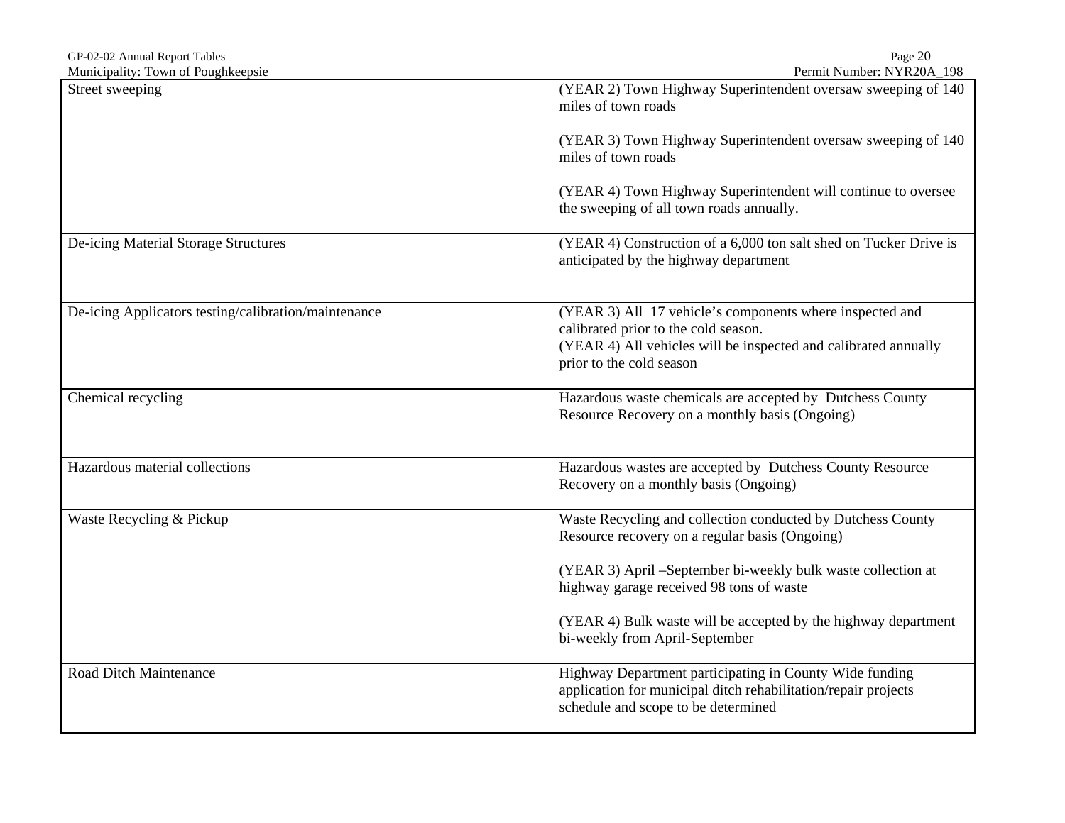| Street sweeping | (YEAR 2) Town Highway Superintendent oversaw sweeping of 140 miles of town roads<br><br>(YEAR 3) Town Highway Superintendent oversaw sweeping of 140 miles of town roads<br><br>(YEAR 4) Town Highway Superintendent will continue to oversee the sweeping of all town roads annually. |
|---|---|
| De-icing Material Storage Structures | (YEAR 4) Construction of a 6,000 ton salt shed on Tucker Drive is anticipated by the highway department |
| De-icing Applicators testing/calibration/maintenance | (YEAR 3) All 17 vehicle's components where inspected and calibrated prior to the cold season.<br>(YEAR 4) All vehicles will be inspected and calibrated annually prior to the cold season |
| Chemical recycling | Hazardous waste chemicals are accepted by Dutchess County Resource Recovery on a monthly basis (Ongoing) |
| Hazardous material collections | Hazardous wastes are accepted by Dutchess County Resource Recovery on a monthly basis (Ongoing) |
| Waste Recycling & Pickup | Waste Recycling and collection conducted by Dutchess County Resource recovery on a regular basis (Ongoing)<br><br>(YEAR 3) April –September bi-weekly bulk waste collection at highway garage received 98 tons of waste<br><br>(YEAR 4) Bulk waste will be accepted by the highway department bi-weekly from April-September |
| Road Ditch Maintenance | Highway Department participating in County Wide funding application for municipal ditch rehabilitation/repair projects schedule and scope to be determined |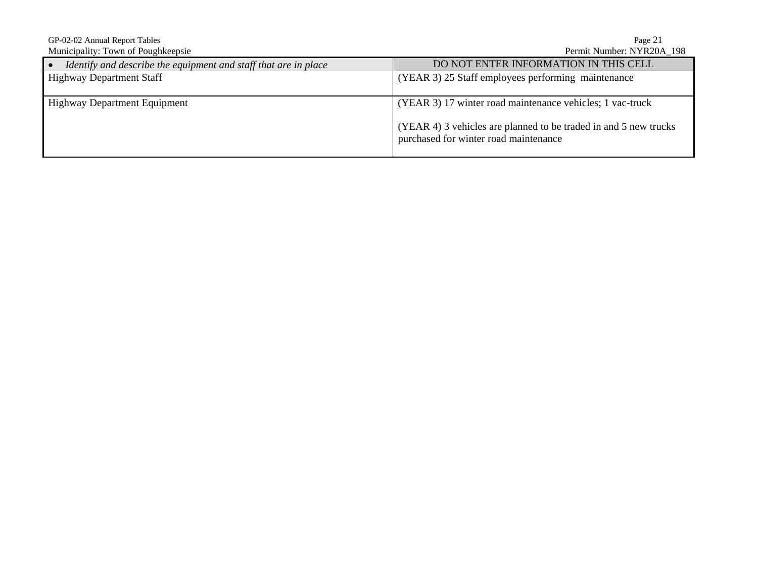| • *Identify and describe the equipment and staff that are in place* | DO NOT ENTER INFORMATION IN THIS CELL |
|---|---|
| Highway Department Staff | (YEAR 3) 25 Staff employees performing maintenance |
| Highway Department Equipment | (YEAR 3) 17 winter road maintenance vehicles; 1 vac-truck<br><br>(YEAR 4) 3 vehicles are planned to be traded in and 5 new trucks purchased for winter road maintenance |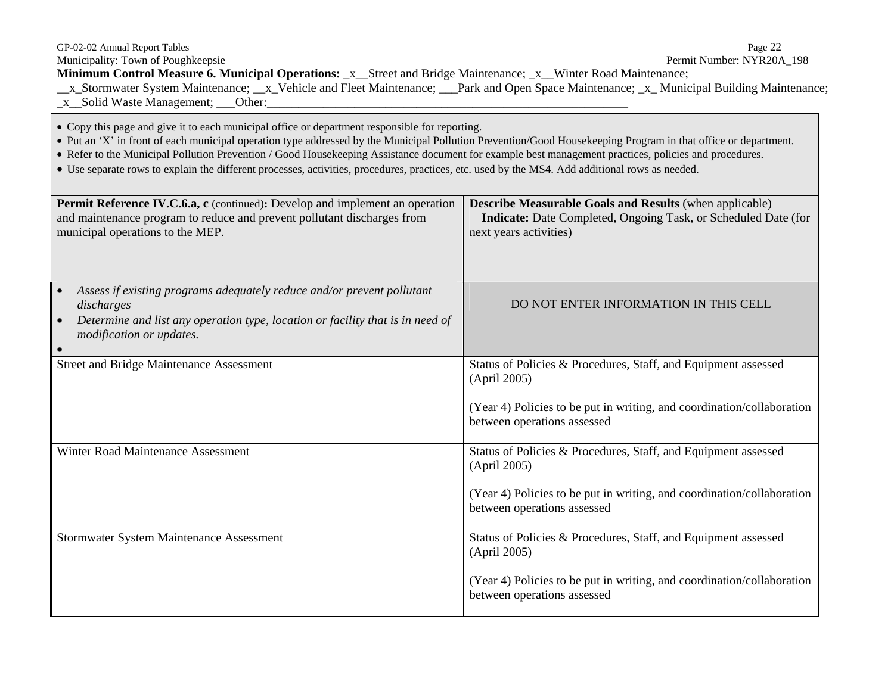Municipality: Town of Poughkeepsie Permit Number: NYR20A_198

**Minimum Control Measure 6. Municipal Operations:** _x__Street and Bridge Maintenance; _x__Winter Road Maintenance; __x_Stormwater System Maintenance; __x_Vehicle and Fleet Maintenance; ___Park and Open Space Maintenance; _x_ Municipal Building Maintenance; _x__Solid Waste Management; ___Other:___________________________________________________________

- Copy this page and give it to each municipal office or department responsible for reporting.
- Put an 'X' in front of each municipal operation type addressed by the Municipal Pollution Prevention/Good Housekeeping Program in that office or department.
- Refer to the Municipal Pollution Prevention / Good Housekeeping Assistance document for example best management practices, policies and procedures.
- Use separate rows to explain the different processes, activities, procedures, practices, etc. used by the MS4. Add additional rows as needed.

| **Permit Reference IV.C.6.a, c** (continued)**:** Develop and implement an operation and maintenance program to reduce and prevent pollutant discharges from municipal operations to the MEP. | **Describe Measurable Goals and Results** (when applicable) **Indicate:** Date Completed, Ongoing Task, or Scheduled Date (for next years activities) |
|---|---|
| • *Assess if existing programs adequately reduce and/or prevent pollutant discharges*<br>• *Determine and list any operation type, location or facility that is in need of modification or updates.*<br>• | DO NOT ENTER INFORMATION IN THIS CELL |
| Street and Bridge Maintenance Assessment | Status of Policies & Procedures, Staff, and Equipment assessed (April 2005)<br><br>(Year 4) Policies to be put in writing, and coordination/collaboration between operations assessed |
| Winter Road Maintenance Assessment | Status of Policies & Procedures, Staff, and Equipment assessed (April 2005)<br><br>(Year 4) Policies to be put in writing, and coordination/collaboration between operations assessed |
| Stormwater System Maintenance Assessment | Status of Policies & Procedures, Staff, and Equipment assessed (April 2005)<br><br>(Year 4) Policies to be put in writing, and coordination/collaboration between operations assessed |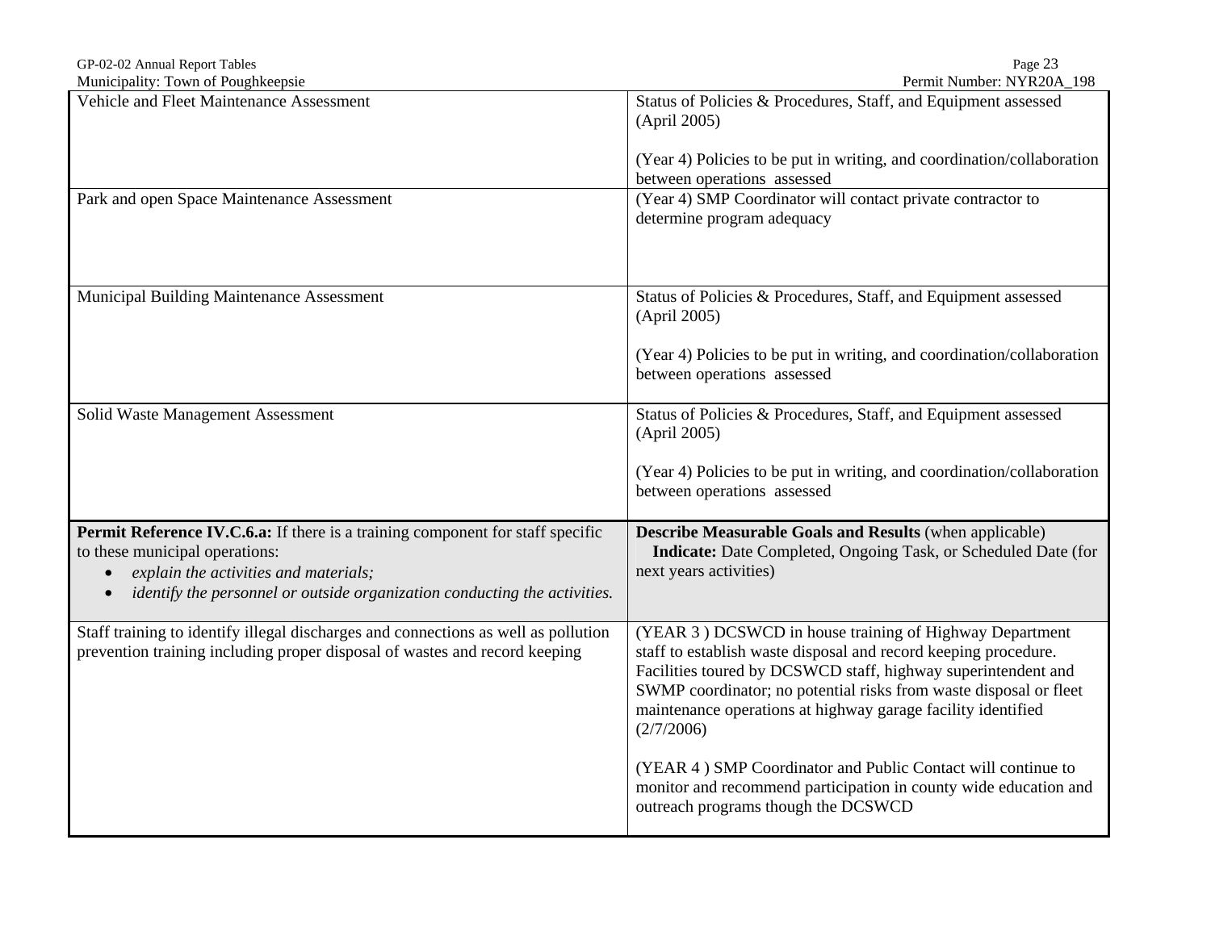| | |
|---|---|
| Vehicle and Fleet Maintenance Assessment | Status of Policies & Procedures, Staff, and Equipment assessed (April 2005)<br><br>(Year 4) Policies to be put in writing, and coordination/collaboration between operations assessed |
| Park and open Space Maintenance Assessment | (Year 4) SMP Coordinator will contact private contractor to determine program adequacy |
| Municipal Building Maintenance Assessment | Status of Policies & Procedures, Staff, and Equipment assessed (April 2005)<br><br>(Year 4) Policies to be put in writing, and coordination/collaboration between operations assessed |
| Solid Waste Management Assessment | Status of Policies & Procedures, Staff, and Equipment assessed (April 2005)<br><br>(Year 4) Policies to be put in writing, and coordination/collaboration between operations assessed |
| **Permit Reference IV.C.6.a:** If there is a training component for staff specific to these municipal operations:<br>• *explain the activities and materials;*<br>• *identify the personnel or outside organization conducting the activities.* | **Describe Measurable Goals and Results** (when applicable)<br>**Indicate:** Date Completed, Ongoing Task, or Scheduled Date (for next years activities) |
| Staff training to identify illegal discharges and connections as well as pollution prevention training including proper disposal of wastes and record keeping | (YEAR 3 ) DCSWCD in house training of Highway Department staff to establish waste disposal and record keeping procedure. Facilities toured by DCSWCD staff, highway superintendent and SWMP coordinator; no potential risks from waste disposal or fleet maintenance operations at highway garage facility identified (2/7/2006)<br><br>(YEAR 4 ) SMP Coordinator and Public Contact will continue to monitor and recommend participation in county wide education and outreach programs though the DCSWCD |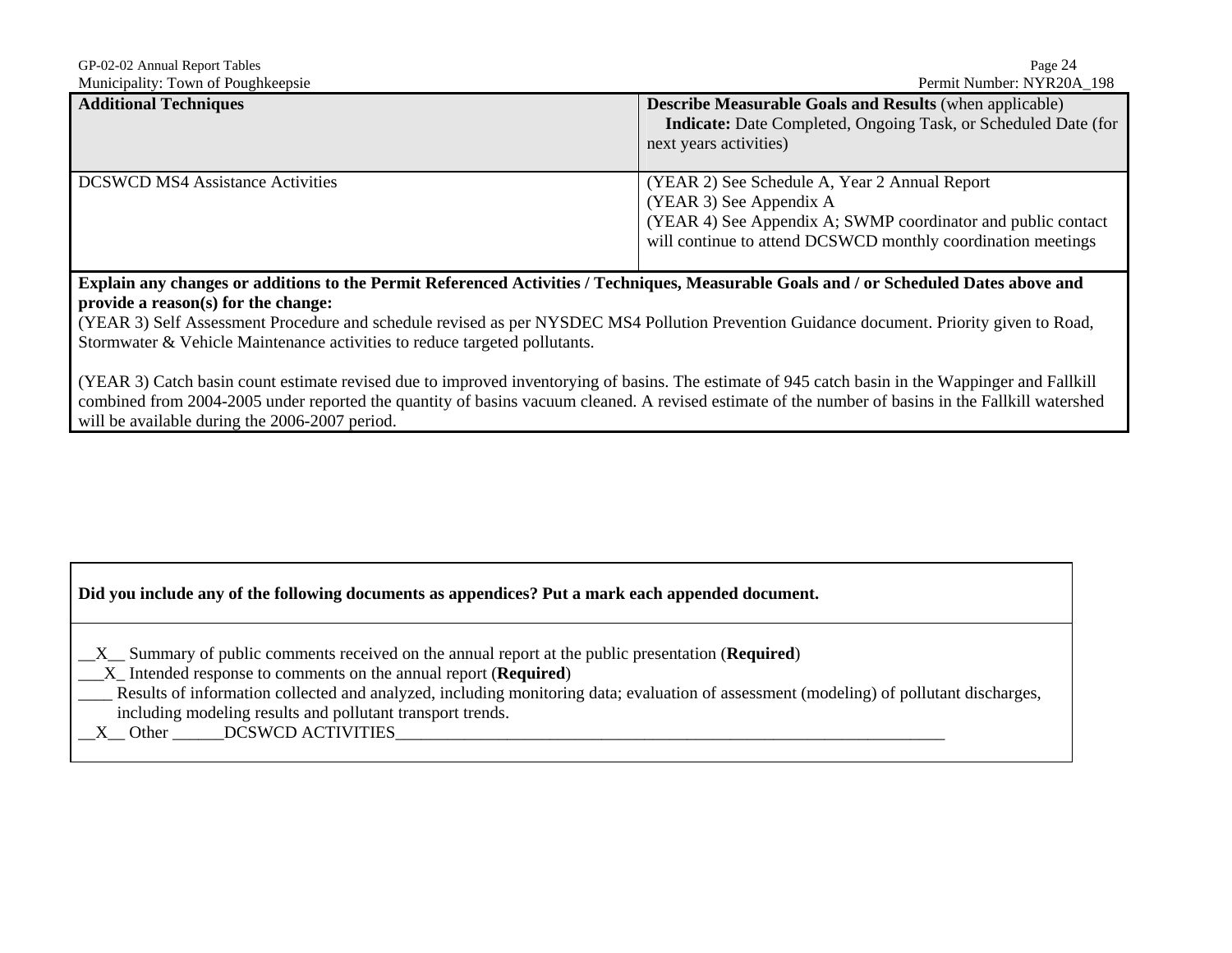| Additional Techniques | **Describe Measurable Goals and Results** (when applicable) **Indicate:** Date Completed, Ongoing Task, or Scheduled Date (for next years activities) |
|---|---|
| DCSWCD MS4 Assistance Activities | (YEAR 2) See Schedule A, Year 2 Annual Report<br>(YEAR 3) See Appendix A<br>(YEAR 4) See Appendix A; SWMP coordinator and public contact will continue to attend DCSWCD monthly coordination meetings |

**Explain any changes or additions to the Permit Referenced Activities / Techniques, Measurable Goals and / or Scheduled Dates above and provide a reason(s) for the change:**

(YEAR 3) Self Assessment Procedure and schedule revised as per NYSDEC MS4 Pollution Prevention Guidance document. Priority given to Road, Stormwater & Vehicle Maintenance activities to reduce targeted pollutants.

(YEAR 3) Catch basin count estimate revised due to improved inventorying of basins. The estimate of 945 catch basin in the Wappinger and Fallkill combined from 2004-2005 under reported the quantity of basins vacuum cleaned. A revised estimate of the number of basins in the Fallkill watershed will be available during the 2006-2007 period.

**Did you include any of the following documents as appendices? Put a mark each appended document.**

__X__ Summary of public comments received on the annual report at the public presentation (**Required**)
___X_ Intended response to comments on the annual report (**Required**)
____ Results of information collected and analyzed, including monitoring data; evaluation of assessment (modeling) of pollutant discharges, including modeling results and pollutant transport trends.
__X__ Other ______DCSWCD ACTIVITIES______________________________________________________________________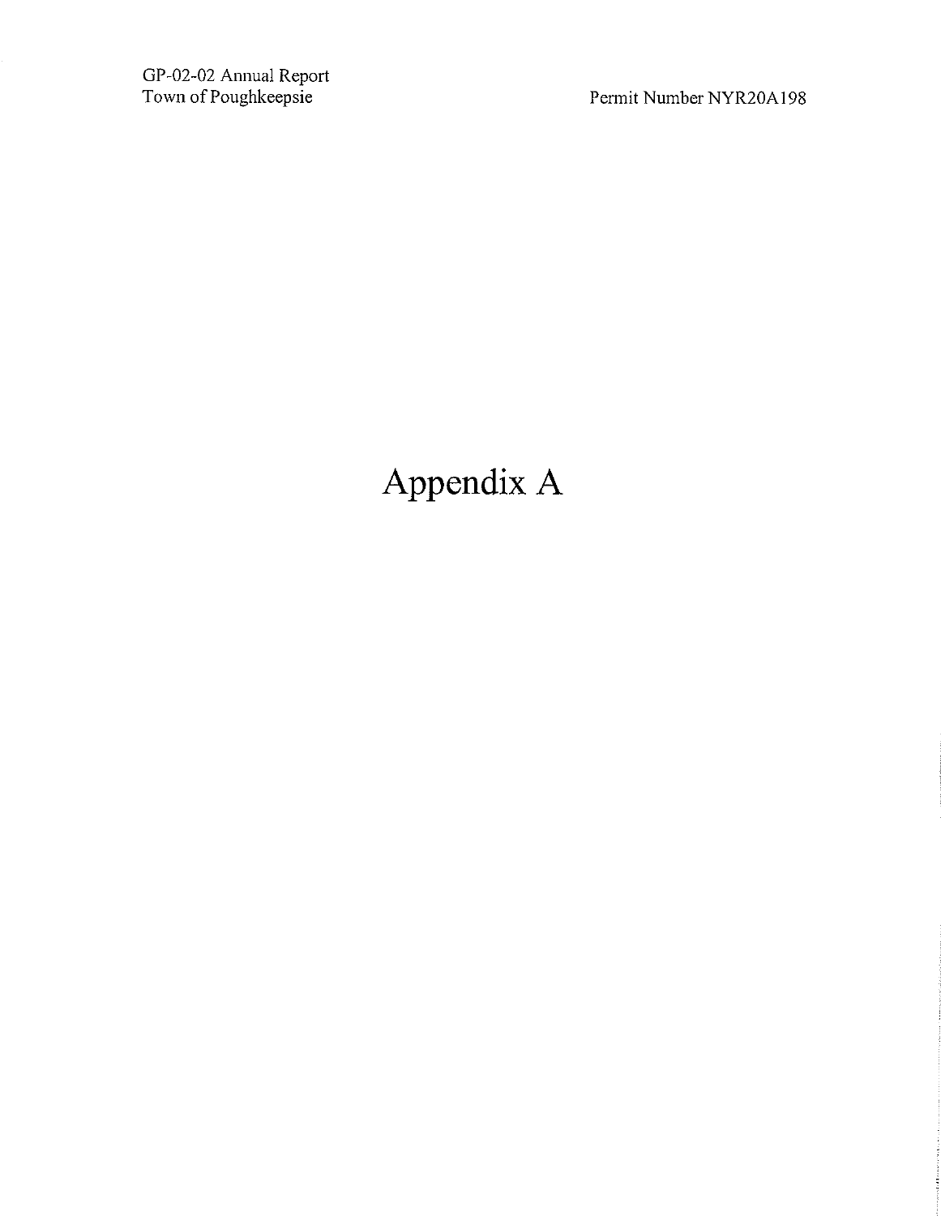# Appendix A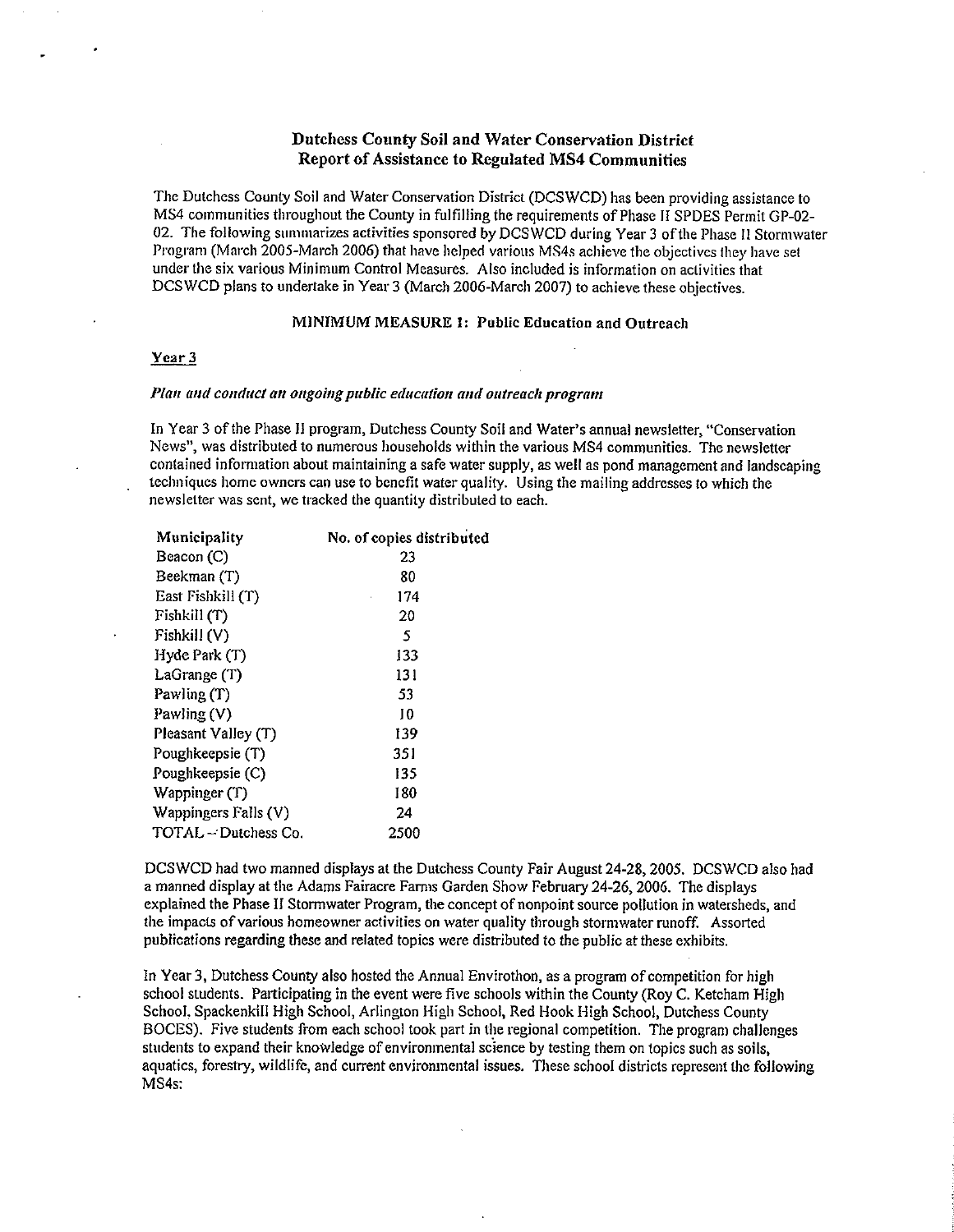## Dutchess County Soil and Water Conservation District
## Report of Assistance to Regulated MS4 Communities

The Dutchess County Soil and Water Conservation District (DCSWCD) has been providing assistance to MS4 communities throughout the County in fulfilling the requirements of Phase II SPDES Permit GP-02-02. The following summarizes activities sponsored by DCSWCD during Year 3 of the Phase II Stormwater Program (March 2005-March 2006) that have helped various MS4s achieve the objectives they have set under the six various Minimum Control Measures. Also included is information on activities that DCSWCD plans to undertake in Year 3 (March 2006-March 2007) to achieve these objectives.

### MINIMUM MEASURE 1: Public Education and Outreach

**Year 3**

*Plan and conduct an ongoing public education and outreach program*

In Year 3 of the Phase II program, Dutchess County Soil and Water's annual newsletter, "Conservation News", was distributed to numerous households within the various MS4 communities. The newsletter contained information about maintaining a safe water supply, as well as pond management and landscaping techniques home owners can use to benefit water quality. Using the mailing addresses to which the newsletter was sent, we tracked the quantity distributed to each.

| Municipality | No. of copies distributed |
|---|---|
| Beacon (C) | 23 |
| Beekman (T) | 80 |
| East Fishkill (T) | 174 |
| Fishkill (T) | 20 |
| Fishkill (V) | 5 |
| Hyde Park (T) | 133 |
| LaGrange (T) | 131 |
| Pawling (T) | 53 |
| Pawling (V) | 10 |
| Pleasant Valley (T) | 139 |
| Poughkeepsie (T) | 351 |
| Poughkeepsie (C) | 135 |
| Wappinger (T) | 180 |
| Wappingers Falls (V) | 24 |
| TOTAL – Dutchess Co. | 2500 |

DCSWCD had two manned displays at the Dutchess County Fair August 24-28, 2005. DCSWCD also had a manned display at the Adams Fairacre Farms Garden Show February 24-26, 2006. The displays explained the Phase II Stormwater Program, the concept of nonpoint source pollution in watersheds, and the impacts of various homeowner activities on water quality through stormwater runoff. Assorted publications regarding these and related topics were distributed to the public at these exhibits.

In Year 3, Dutchess County also hosted the Annual Envirothon, as a program of competition for high school students. Participating in the event were five schools within the County (Roy C. Ketcham High School, Spackenkill High School, Arlington High School, Red Hook High School, Dutchess County BOCES). Five students from each school took part in the regional competition. The program challenges students to expand their knowledge of environmental science by testing them on topics such as soils, aquatics, forestry, wildlife, and current environmental issues. These school districts represent the following MS4s: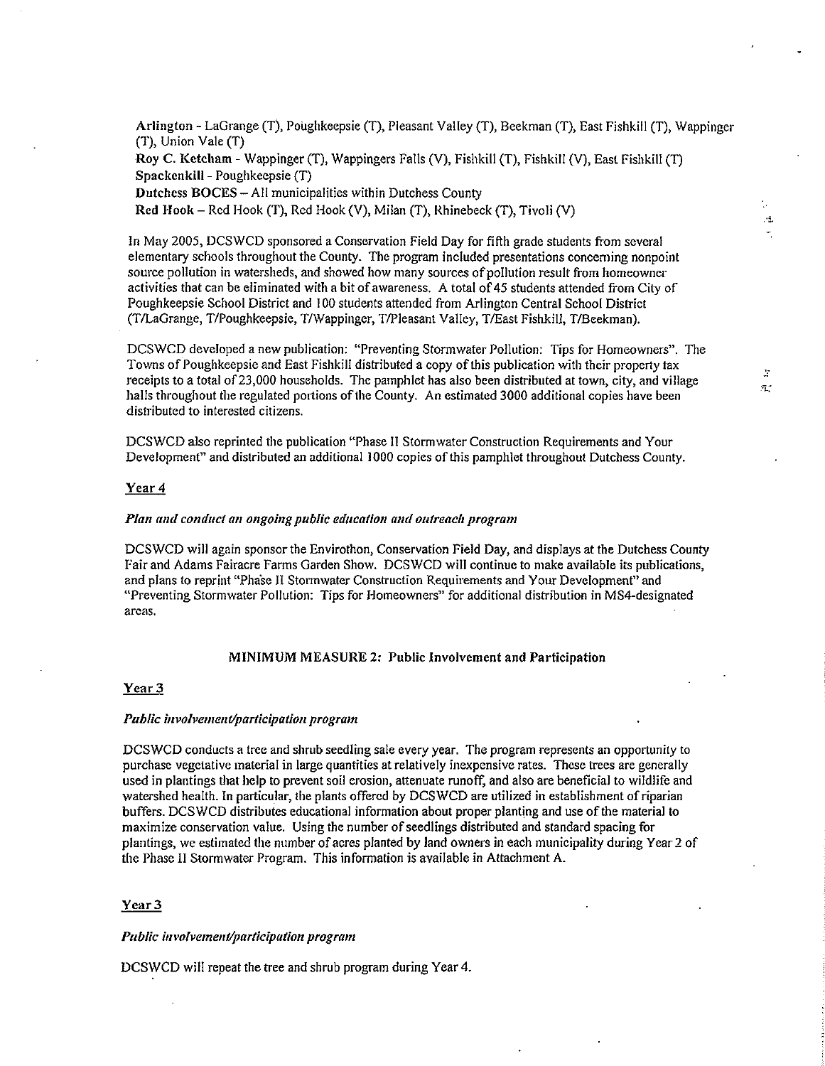**Arlington** - LaGrange (T), Poughkeepsie (T), Pleasant Valley (T), Beekman (T), East Fishkill (T), Wappinger (T), Union Vale (T)
**Roy C. Ketcham** - Wappinger (T), Wappingers Falls (V), Fishkill (T), Fishkill (V), East Fishkill (T)
**Spackenkill** - Poughkeepsie (T)
**Dutchess BOCES** – All municipalities within Dutchess County
**Red Hook** – Red Hook (T), Red Hook (V), Milan (T), Rhinebeck (T), Tivoli (V)

In May 2005, DCSWCD sponsored a Conservation Field Day for fifth grade students from several elementary schools throughout the County. The program included presentations concerning nonpoint source pollution in watersheds, and showed how many sources of pollution result from homeowner activities that can be eliminated with a bit of awareness. A total of 45 students attended from City of Poughkeepsie School District and 100 students attended from Arlington Central School District (T/LaGrange, T/Poughkeepsie, T/Wappinger, T/Pleasant Valley, T/East Fishkill, T/Beekman).

DCSWCD developed a new publication: "Preventing Stormwater Pollution: Tips for Homeowners". The Towns of Poughkeepsie and East Fishkill distributed a copy of this publication with their property tax receipts to a total of 23,000 households. The pamphlet has also been distributed at town, city, and village halls throughout the regulated portions of the County. An estimated 3000 additional copies have been distributed to interested citizens.

DCSWCD also reprinted the publication "Phase II Stormwater Construction Requirements and Your Development" and distributed an additional 1000 copies of this pamphlet throughout Dutchess County.

**Year 4**

***Plan and conduct an ongoing public education and outreach program***

DCSWCD will again sponsor the Envirothon, Conservation Field Day, and displays at the Dutchess County Fair and Adams Fairacre Farms Garden Show. DCSWCD will continue to make available its publications, and plans to reprint "Phase II Stormwater Construction Requirements and Your Development" and "Preventing Stormwater Pollution: Tips for Homeowners" for additional distribution in MS4-designated areas.

## MINIMUM MEASURE 2: Public Involvement and Participation

**Year 3**

***Public involvement/participation program***

DCSWCD conducts a tree and shrub seedling sale every year. The program represents an opportunity to purchase vegetative material in large quantities at relatively inexpensive rates. These trees are generally used in plantings that help to prevent soil erosion, attenuate runoff, and also are beneficial to wildlife and watershed health. In particular, the plants offered by DCSWCD are utilized in establishment of riparian buffers. DCSWCD distributes educational information about proper planting and use of the material to maximize conservation value. Using the number of seedlings distributed and standard spacing for plantings, we estimated the number of acres planted by land owners in each municipality during Year 2 of the Phase II Stormwater Program. This information is available in Attachment A.

**Year 3**

***Public involvement/participation program***

DCSWCD will repeat the tree and shrub program during Year 4.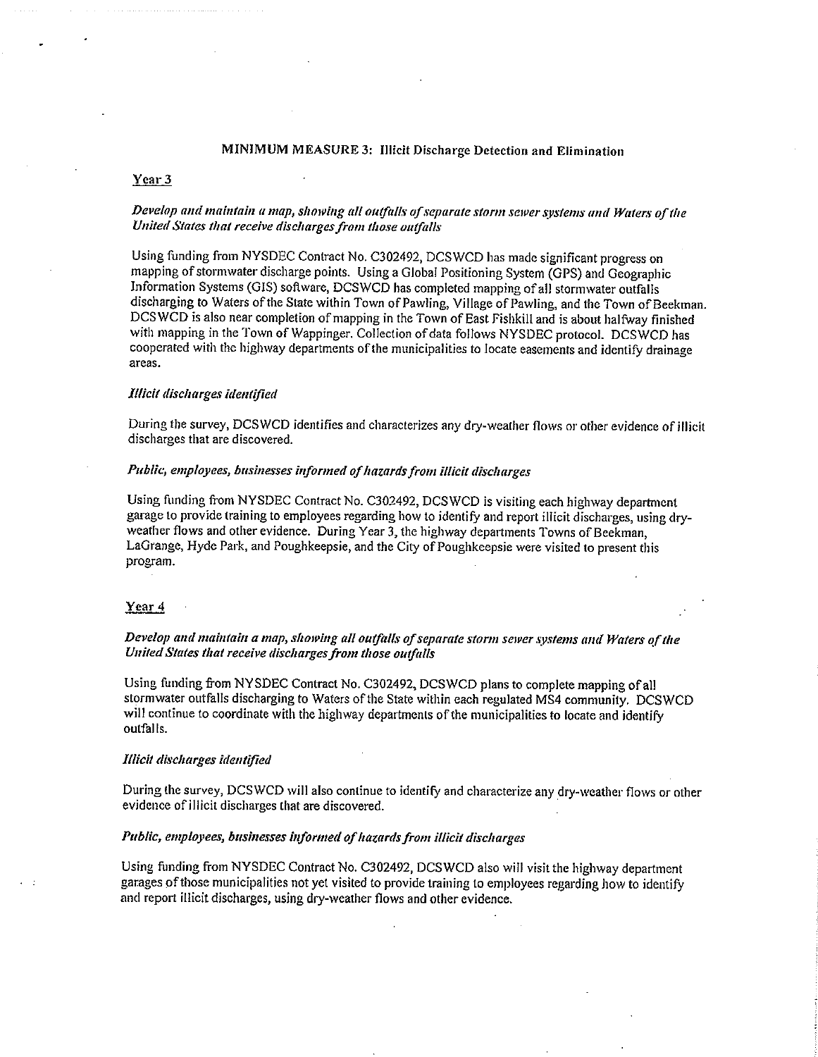## MINIMUM MEASURE 3: Illicit Discharge Detection and Elimination

### Year 3

*Develop and maintain a map, showing all outfalls of separate storm sewer systems and Waters of the United States that receive discharges from those outfalls*

Using funding from NYSDEC Contract No. C302492, DCSWCD has made significant progress on mapping of stormwater discharge points. Using a Global Positioning System (GPS) and Geographic Information Systems (GIS) software, DCSWCD has completed mapping of all stormwater outfalls discharging to Waters of the State within Town of Pawling, Village of Pawling, and the Town of Beekman. DCSWCD is also near completion of mapping in the Town of East Fishkill and is about halfway finished with mapping in the Town of Wappinger. Collection of data follows NYSDEC protocol. DCSWCD has cooperated with the highway departments of the municipalities to locate easements and identify drainage areas.

*Illicit discharges identified*

During the survey, DCSWCD identifies and characterizes any dry-weather flows or other evidence of illicit discharges that are discovered.

*Public, employees, businesses informed of hazards from illicit discharges*

Using funding from NYSDEC Contract No. C302492, DCSWCD is visiting each highway department garage to provide training to employees regarding how to identify and report illicit discharges, using dry-weather flows and other evidence. During Year 3, the highway departments Towns of Beekman, LaGrange, Hyde Park, and Poughkeepsie, and the City of Poughkeepsie were visited to present this program.

### Year 4

*Develop and maintain a map, showing all outfalls of separate storm sewer systems and Waters of the United States that receive discharges from those outfalls*

Using funding from NYSDEC Contract No. C302492, DCSWCD plans to complete mapping of all stormwater outfalls discharging to Waters of the State within each regulated MS4 community. DCSWCD will continue to coordinate with the highway departments of the municipalities to locate and identify outfalls.

*Illicit discharges identified*

During the survey, DCSWCD will also continue to identify and characterize any dry-weather flows or other evidence of illicit discharges that are discovered.

*Public, employees, businesses informed of hazards from illicit discharges*

Using funding from NYSDEC Contract No. C302492, DCSWCD also will visit the highway department garages of those municipalities not yet visited to provide training to employees regarding how to identify and report illicit discharges, using dry-weather flows and other evidence.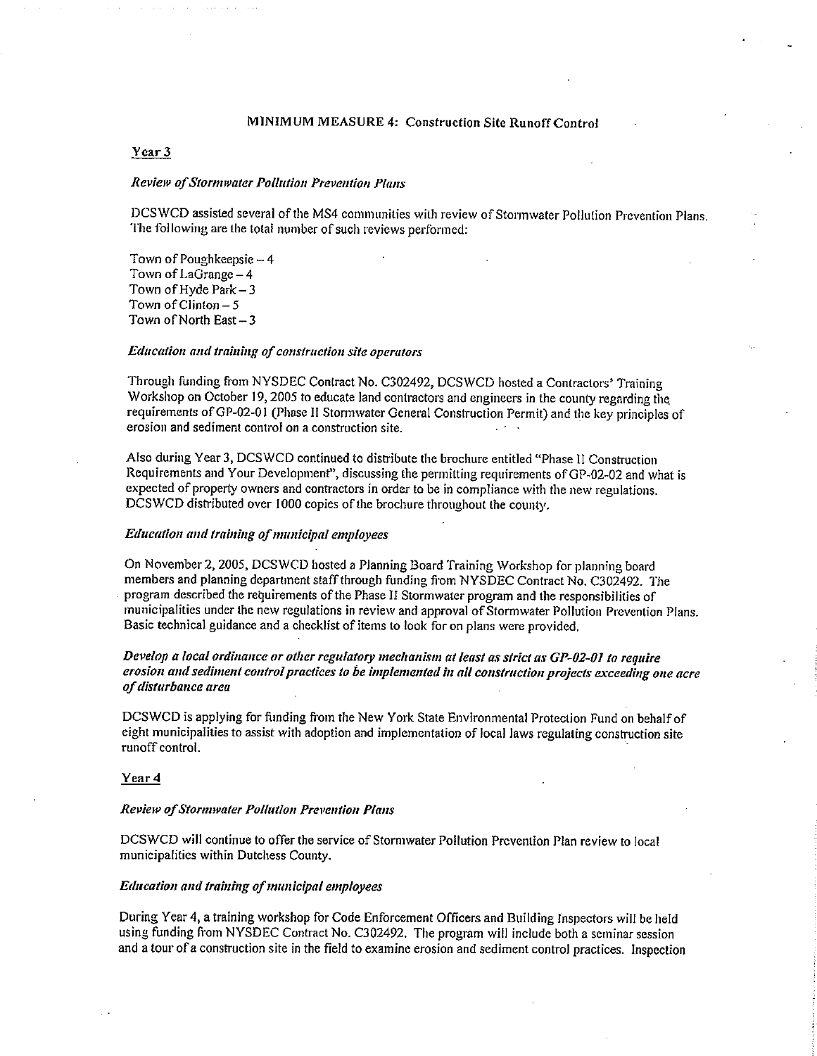## MINIMUM MEASURE 4: Construction Site Runoff Control

### Year 3

*Review of Stormwater Pollution Prevention Plans*

DCSWCD assisted several of the MS4 communities with review of Stormwater Pollution Prevention Plans. The following are the total number of such reviews performed:

Town of Poughkeepsie – 4
Town of LaGrange – 4
Town of Hyde Park – 3
Town of Clinton – 5
Town of North East – 3

*Education and training of construction site operators*

Through funding from NYSDEC Contract No. C302492, DCSWCD hosted a Contractors' Training Workshop on October 19, 2005 to educate land contractors and engineers in the county regarding the requirements of GP-02-01 (Phase II Stormwater General Construction Permit) and the key principles of erosion and sediment control on a construction site.

Also during Year 3, DCSWCD continued to distribute the brochure entitled "Phase II Construction Requirements and Your Development", discussing the permitting requirements of GP-02-02 and what is expected of property owners and contractors in order to be in compliance with the new regulations. DCSWCD distributed over 1000 copies of the brochure throughout the county.

*Education and training of municipal employees*

On November 2, 2005, DCSWCD hosted a Planning Board Training Workshop for planning board members and planning department staff through funding from NYSDEC Contract No. C302492. The program described the requirements of the Phase II Stormwater program and the responsibilities of municipalities under the new regulations in review and approval of Stormwater Pollution Prevention Plans. Basic technical guidance and a checklist of items to look for on plans were provided.

***Develop a local ordinance or other regulatory mechanism at least as strict as GP-02-01 to require erosion and sediment control practices to be implemented in all construction projects exceeding one acre of disturbance area***

DCSWCD is applying for funding from the New York State Environmental Protection Fund on behalf of eight municipalities to assist with adoption and implementation of local laws regulating construction site runoff control.

### Year 4

*Review of Stormwater Pollution Prevention Plans*

DCSWCD will continue to offer the service of Stormwater Pollution Prevention Plan review to local municipalities within Dutchess County.

*Education and training of municipal employees*

During Year 4, a training workshop for Code Enforcement Officers and Building Inspectors will be held using funding from NYSDEC Contract No. C302492. The program will include both a seminar session and a tour of a construction site in the field to examine erosion and sediment control practices. Inspection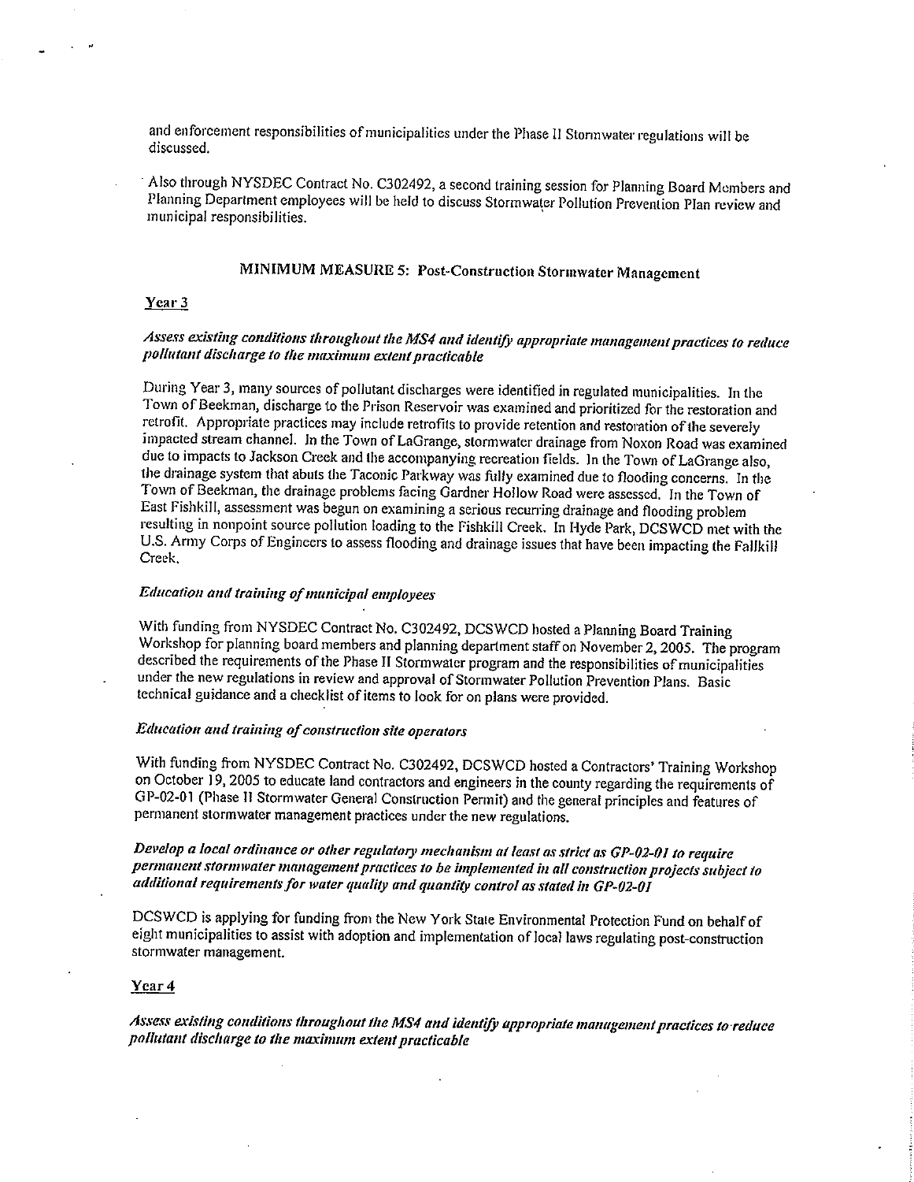and enforcement responsibilities of municipalities under the Phase II Stormwater regulations will be discussed.

Also through NYSDEC Contract No. C302492, a second training session for Planning Board Members and Planning Department employees will be held to discuss Stormwater Pollution Prevention Plan review and municipal responsibilities.

## MINIMUM MEASURE 5: Post-Construction Stormwater Management

### Year 3

*Assess existing conditions throughout the MS4 and identify appropriate management practices to reduce pollutant discharge to the maximum extent practicable*

During Year 3, many sources of pollutant discharges were identified in regulated municipalities. In the Town of Beekman, discharge to the Prison Reservoir was examined and prioritized for the restoration and retrofit. Appropriate practices may include retrofits to provide retention and restoration of the severely impacted stream channel. In the Town of LaGrange, stormwater drainage from Noxon Road was examined due to impacts to Jackson Creek and the accompanying recreation fields. In the Town of LaGrange also, the drainage system that abuts the Taconic Parkway was fully examined due to flooding concerns. In the Town of Beekman, the drainage problems facing Gardner Hollow Road were assessed. In the Town of East Fishkill, assessment was begun on examining a serious recurring drainage and flooding problem resulting in nonpoint source pollution loading to the Fishkill Creek. In Hyde Park, DCSWCD met with the U.S. Army Corps of Engineers to assess flooding and drainage issues that have been impacting the Fallkill Creek.

*Education and training of municipal employees*

With funding from NYSDEC Contract No. C302492, DCSWCD hosted a Planning Board Training Workshop for planning board members and planning department staff on November 2, 2005. The program described the requirements of the Phase II Stormwater program and the responsibilities of municipalities under the new regulations in review and approval of Stormwater Pollution Prevention Plans. Basic technical guidance and a checklist of items to look for on plans were provided.

*Education and training of construction site operators*

With funding from NYSDEC Contract No. C302492, DCSWCD hosted a Contractors' Training Workshop on October 19, 2005 to educate land contractors and engineers in the county regarding the requirements of GP-02-01 (Phase II Stormwater General Construction Permit) and the general principles and features of permanent stormwater management practices under the new regulations.

*Develop a local ordinance or other regulatory mechanism at least as strict as GP-02-01 to require permanent stormwater management practices to be implemented in all construction projects subject to additional requirements for water quality and quantity control as stated in GP-02-01*

DCSWCD is applying for funding from the New York State Environmental Protection Fund on behalf of eight municipalities to assist with adoption and implementation of local laws regulating post-construction stormwater management.

### Year 4

*Assess existing conditions throughout the MS4 and identify appropriate management practices to reduce pollutant discharge to the maximum extent practicable*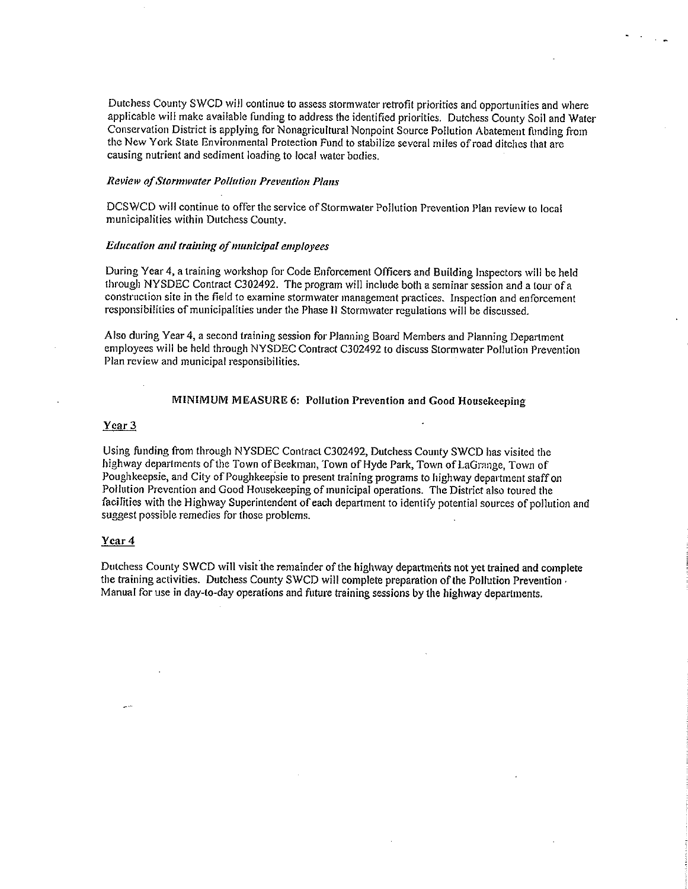Dutchess County SWCD will continue to assess stormwater retrofit priorities and opportunities and where applicable will make available funding to address the identified priorities. Dutchess County Soil and Water Conservation District is applying for Nonagricultural Nonpoint Source Pollution Abatement funding from the New York State Environmental Protection Fund to stabilize several miles of road ditches that are causing nutrient and sediment loading to local water bodies.

*Review of Stormwater Pollution Prevention Plans*

DCSWCD will continue to offer the service of Stormwater Pollution Prevention Plan review to local municipalities within Dutchess County.

*Education and training of municipal employees*

During Year 4, a training workshop for Code Enforcement Officers and Building Inspectors will be held through NYSDEC Contract C302492. The program will include both a seminar session and a tour of a construction site in the field to examine stormwater management practices. Inspection and enforcement responsibilities of municipalities under the Phase II Stormwater regulations will be discussed.

Also during Year 4, a second training session for Planning Board Members and Planning Department employees will be held through NYSDEC Contract C302492 to discuss Stormwater Pollution Prevention Plan review and municipal responsibilities.

## MINIMUM MEASURE 6: Pollution Prevention and Good Housekeeping

### Year 3

Using funding from through NYSDEC Contract C302492, Dutchess County SWCD has visited the highway departments of the Town of Beekman, Town of Hyde Park, Town of LaGrange, Town of Poughkeepsie, and City of Poughkeepsie to present training programs to highway department staff on Pollution Prevention and Good Housekeeping of municipal operations. The District also toured the facilities with the Highway Superintendent of each department to identify potential sources of pollution and suggest possible remedies for those problems.

### Year 4

Dutchess County SWCD will visit the remainder of the highway departments not yet trained and complete the training activities. Dutchess County SWCD will complete preparation of the Pollution Prevention Manual for use in day-to-day operations and future training sessions by the highway departments.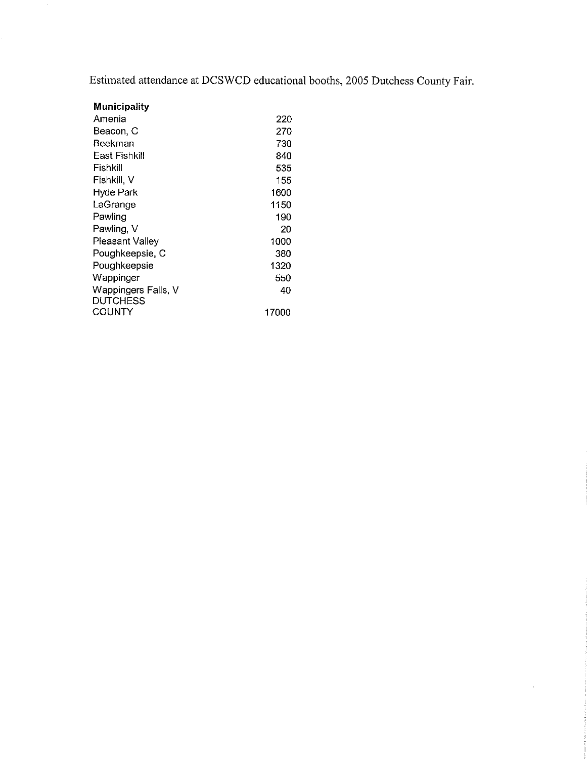Estimated attendance at DCSWCD educational booths, 2005 Dutchess County Fair.

| Municipality | |
|---|---|
| Amenia | 220 |
| Beacon, C | 270 |
| Beekman | 730 |
| East Fishkill | 840 |
| Fishkill | 535 |
| Fishkill, V | 155 |
| Hyde Park | 1600 |
| LaGrange | 1150 |
| Pawling | 190 |
| Pawling, V | 20 |
| Pleasant Valley | 1000 |
| Poughkeepsie, C | 380 |
| Poughkeepsie | 1320 |
| Wappinger | 550 |
| Wappingers Falls, V | 40 |
| DUTCHESS COUNTY | 17000 |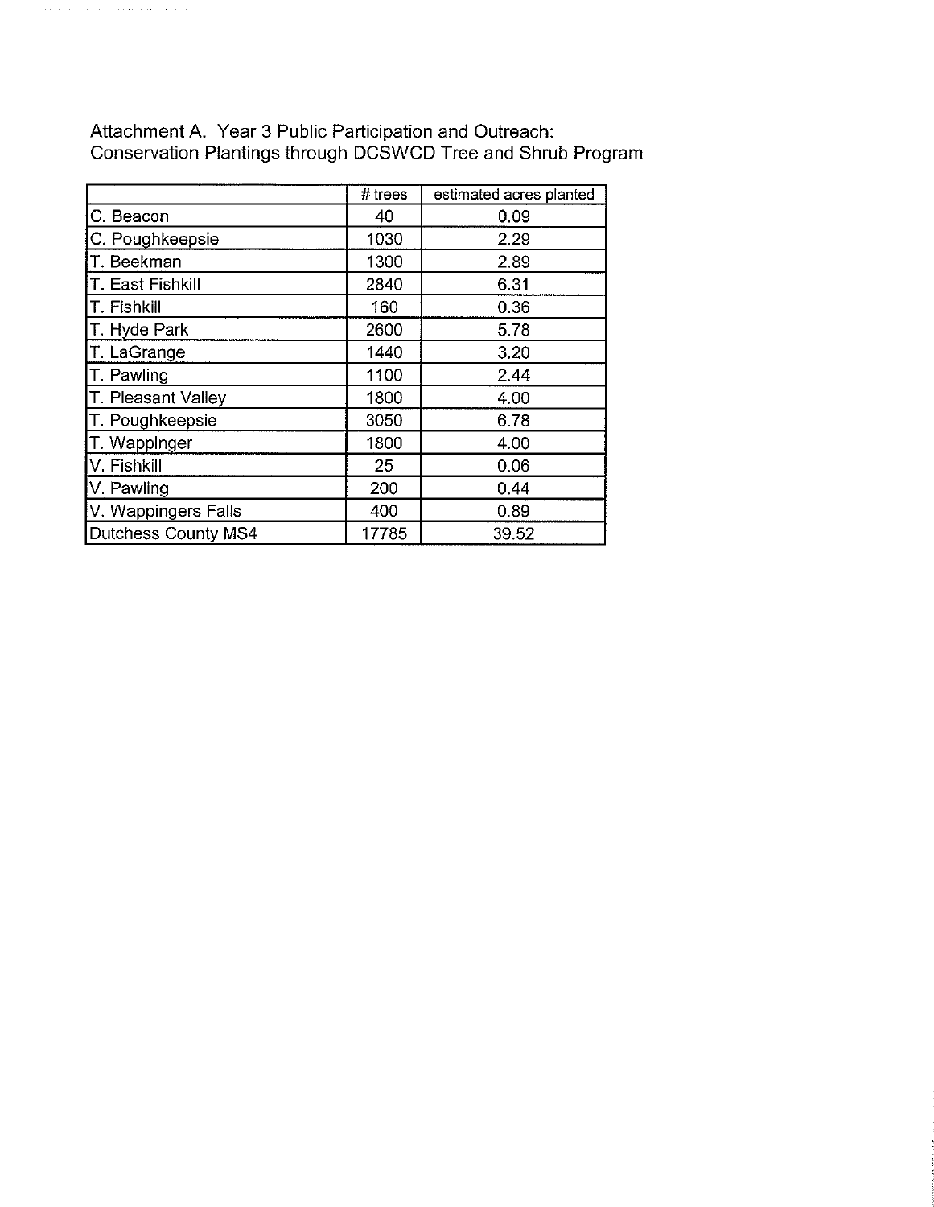Attachment A. Year 3 Public Participation and Outreach:
Conservation Plantings through DCSWCD Tree and Shrub Program

| | # trees | estimated acres planted |
|---|---|---|
| C. Beacon | 40 | 0.09 |
| C. Poughkeepsie | 1030 | 2.29 |
| T. Beekman | 1300 | 2.89 |
| T. East Fishkill | 2840 | 6.31 |
| T. Fishkill | 160 | 0.36 |
| T. Hyde Park | 2600 | 5.78 |
| T. LaGrange | 1440 | 3.20 |
| T. Pawling | 1100 | 2.44 |
| T. Pleasant Valley | 1800 | 4.00 |
| T. Poughkeepsie | 3050 | 6.78 |
| T. Wappinger | 1800 | 4.00 |
| V. Fishkill | 25 | 0.06 |
| V. Pawling | 200 | 0.44 |
| V. Wappingers Falls | 400 | 0.89 |
| Dutchess County MS4 | 17785 | 39.52 |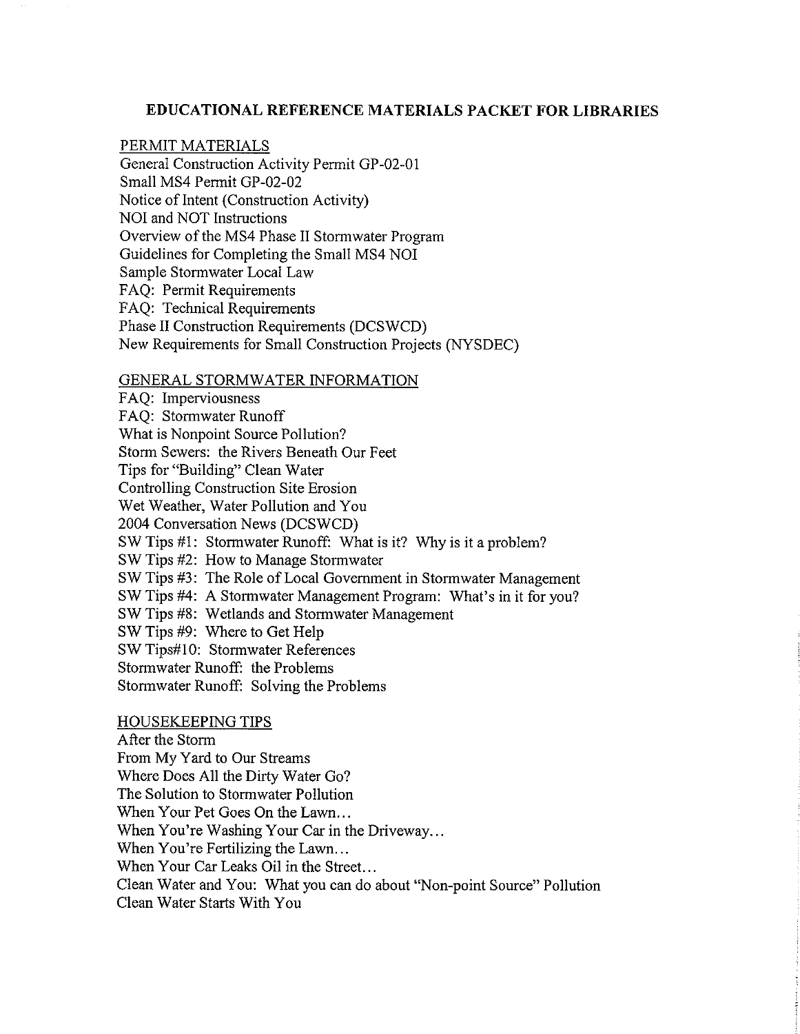# EDUCATIONAL REFERENCE MATERIALS PACKET FOR LIBRARIES

## PERMIT MATERIALS

General Construction Activity Permit GP-02-01
Small MS4 Permit GP-02-02
Notice of Intent (Construction Activity)
NOI and NOT Instructions
Overview of the MS4 Phase II Stormwater Program
Guidelines for Completing the Small MS4 NOI
Sample Stormwater Local Law
FAQ: Permit Requirements
FAQ: Technical Requirements
Phase II Construction Requirements (DCSWCD)
New Requirements for Small Construction Projects (NYSDEC)

## GENERAL STORMWATER INFORMATION

FAQ: Imperviousness
FAQ: Stormwater Runoff
What is Nonpoint Source Pollution?
Storm Sewers: the Rivers Beneath Our Feet
Tips for "Building" Clean Water
Controlling Construction Site Erosion
Wet Weather, Water Pollution and You
2004 Conversation News (DCSWCD)
SW Tips #1: Stormwater Runoff: What is it? Why is it a problem?
SW Tips #2: How to Manage Stormwater
SW Tips #3: The Role of Local Government in Stormwater Management
SW Tips #4: A Stormwater Management Program: What's in it for you?
SW Tips #8: Wetlands and Stormwater Management
SW Tips #9: Where to Get Help
SW Tips#10: Stormwater References
Stormwater Runoff: the Problems
Stormwater Runoff: Solving the Problems

## HOUSEKEEPING TIPS

After the Storm
From My Yard to Our Streams
Where Does All the Dirty Water Go?
The Solution to Stormwater Pollution
When Your Pet Goes On the Lawn...
When You're Washing Your Car in the Driveway...
When You're Fertilizing the Lawn...
When Your Car Leaks Oil in the Street...
Clean Water and You: What you can do about "Non-point Source" Pollution
Clean Water Starts With You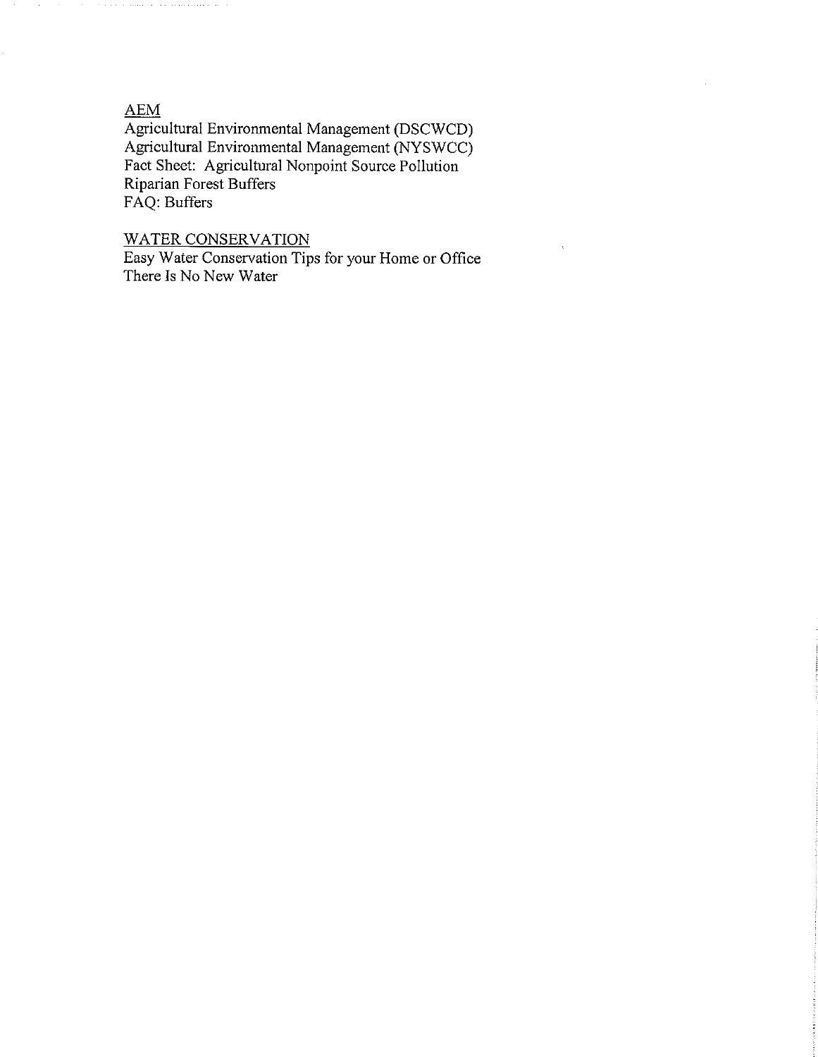<u>AEM</u>

Agricultural Environmental Management (DSCWCD)
Agricultural Environmental Management (NYSWCC)
Fact Sheet: Agricultural Nonpoint Source Pollution
Riparian Forest Buffers
FAQ: Buffers

<u>WATER CONSERVATION</u>

Easy Water Conservation Tips for your Home or Office
There Is No New Water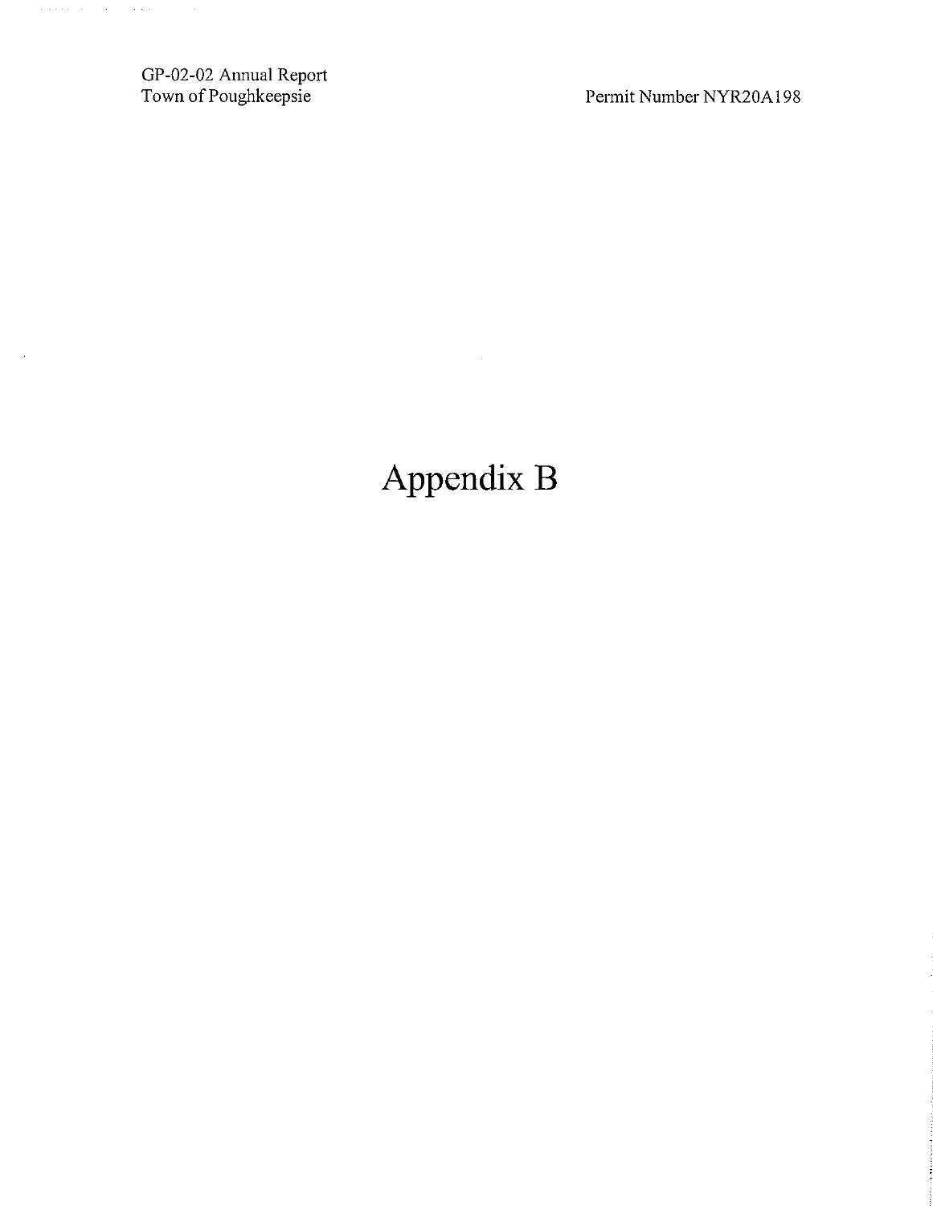# Appendix B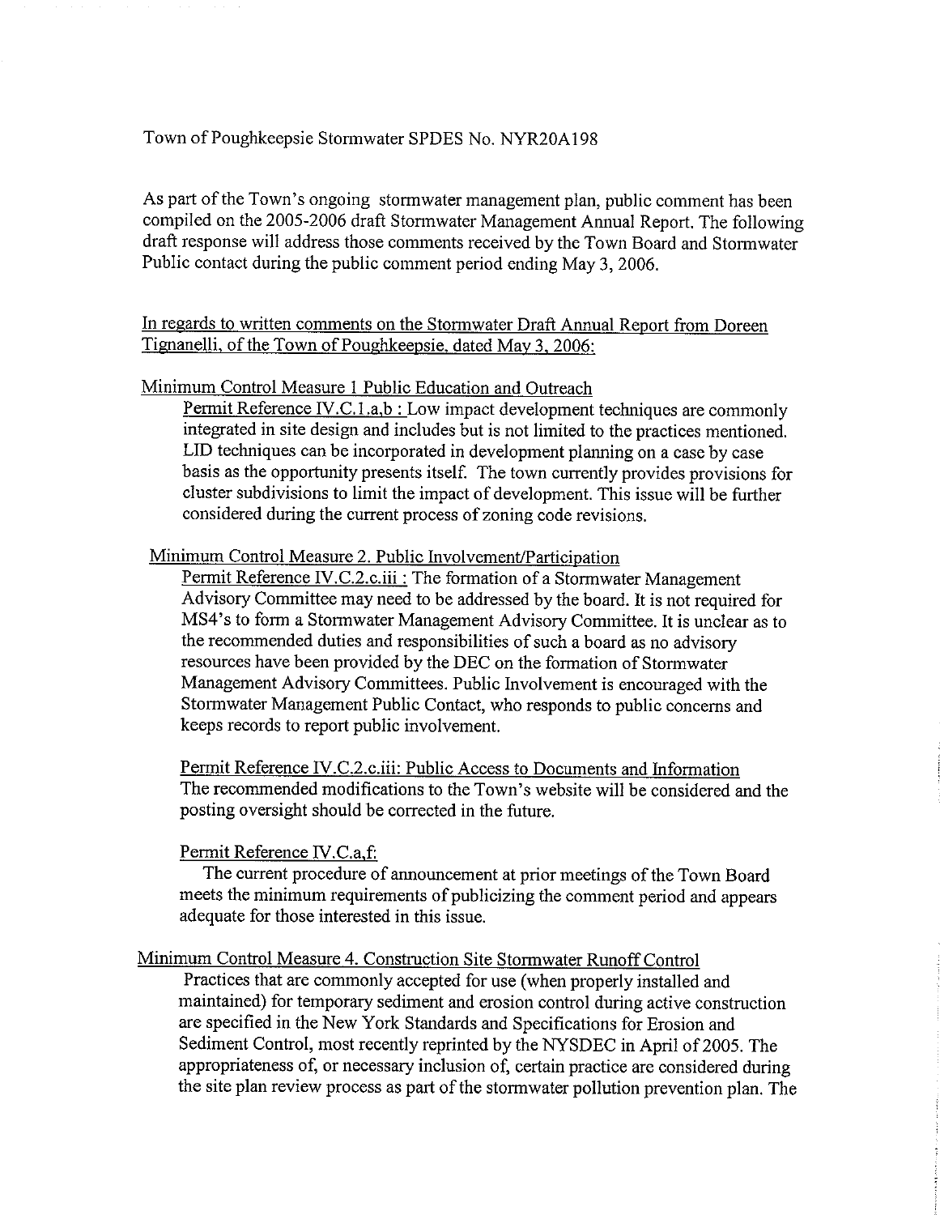Town of Poughkeepsie Stormwater SPDES No. NYR20A198

As part of the Town's ongoing stormwater management plan, public comment has been compiled on the 2005-2006 draft Stormwater Management Annual Report. The following draft response will address those comments received by the Town Board and Stormwater Public contact during the public comment period ending May 3, 2006.

<u>In regards to written comments on the Stormwater Draft Annual Report from Doreen Tignanelli, of the Town of Poughkeepsie, dated May 3, 2006:</u>

<u>Minimum Control Measure 1 Public Education and Outreach</u>

<u>Permit Reference IV.C.1.a,b :</u> Low impact development techniques are commonly integrated in site design and includes but is not limited to the practices mentioned. LID techniques can be incorporated in development planning on a case by case basis as the opportunity presents itself. The town currently provides provisions for cluster subdivisions to limit the impact of development. This issue will be further considered during the current process of zoning code revisions.

<u>Minimum Control Measure 2. Public Involvement/Participation</u>

<u>Permit Reference IV.C.2.c.iii :</u> The formation of a Stormwater Management Advisory Committee may need to be addressed by the board. It is not required for MS4's to form a Stormwater Management Advisory Committee. It is unclear as to the recommended duties and responsibilities of such a board as no advisory resources have been provided by the DEC on the formation of Stormwater Management Advisory Committees. Public Involvement is encouraged with the Stormwater Management Public Contact, who responds to public concerns and keeps records to report public involvement.

<u>Permit Reference IV.C.2.c.iii: Public Access to Documents and Information</u>
The recommended modifications to the Town's website will be considered and the posting oversight should be corrected in the future.

<u>Permit Reference IV.C.a,f:</u>
The current procedure of announcement at prior meetings of the Town Board meets the minimum requirements of publicizing the comment period and appears adequate for those interested in this issue.

<u>Minimum Control Measure 4. Construction Site Stormwater Runoff Control</u>

Practices that are commonly accepted for use (when properly installed and maintained) for temporary sediment and erosion control during active construction are specified in the New York Standards and Specifications for Erosion and Sediment Control, most recently reprinted by the NYSDEC in April of 2005. The appropriateness of, or necessary inclusion of, certain practice are considered during the site plan review process as part of the stormwater pollution prevention plan. The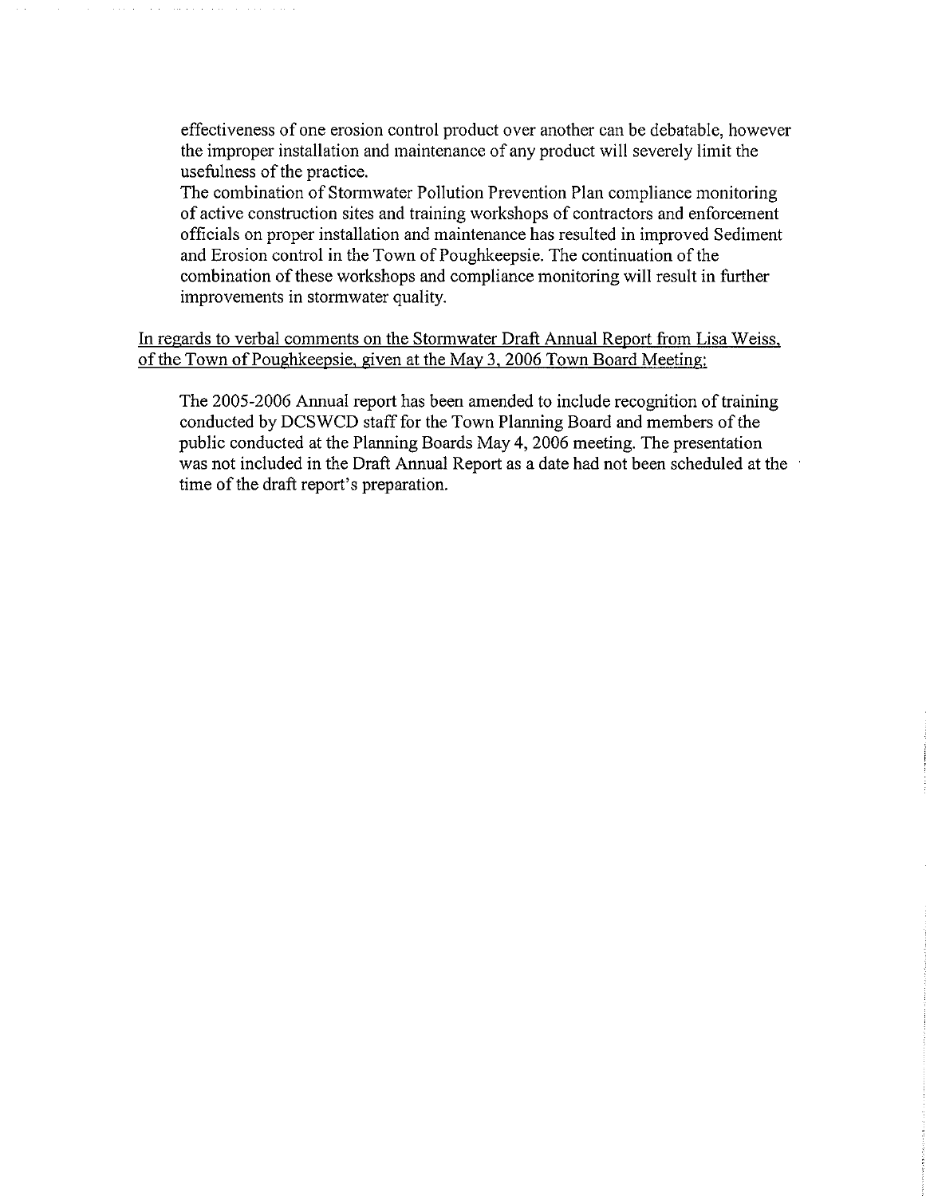effectiveness of one erosion control product over another can be debatable, however the improper installation and maintenance of any product will severely limit the usefulness of the practice.

The combination of Stormwater Pollution Prevention Plan compliance monitoring of active construction sites and training workshops of contractors and enforcement officials on proper installation and maintenance has resulted in improved Sediment and Erosion control in the Town of Poughkeepsie. The continuation of the combination of these workshops and compliance monitoring will result in further improvements in stormwater quality.

<u>In regards to verbal comments on the Stormwater Draft Annual Report from Lisa Weiss, of the Town of Poughkeepsie, given at the May 3, 2006 Town Board Meeting:</u>

The 2005-2006 Annual report has been amended to include recognition of training conducted by DCSWCD staff for the Town Planning Board and members of the public conducted at the Planning Boards May 4, 2006 meeting. The presentation was not included in the Draft Annual Report as a date had not been scheduled at the time of the draft report's preparation.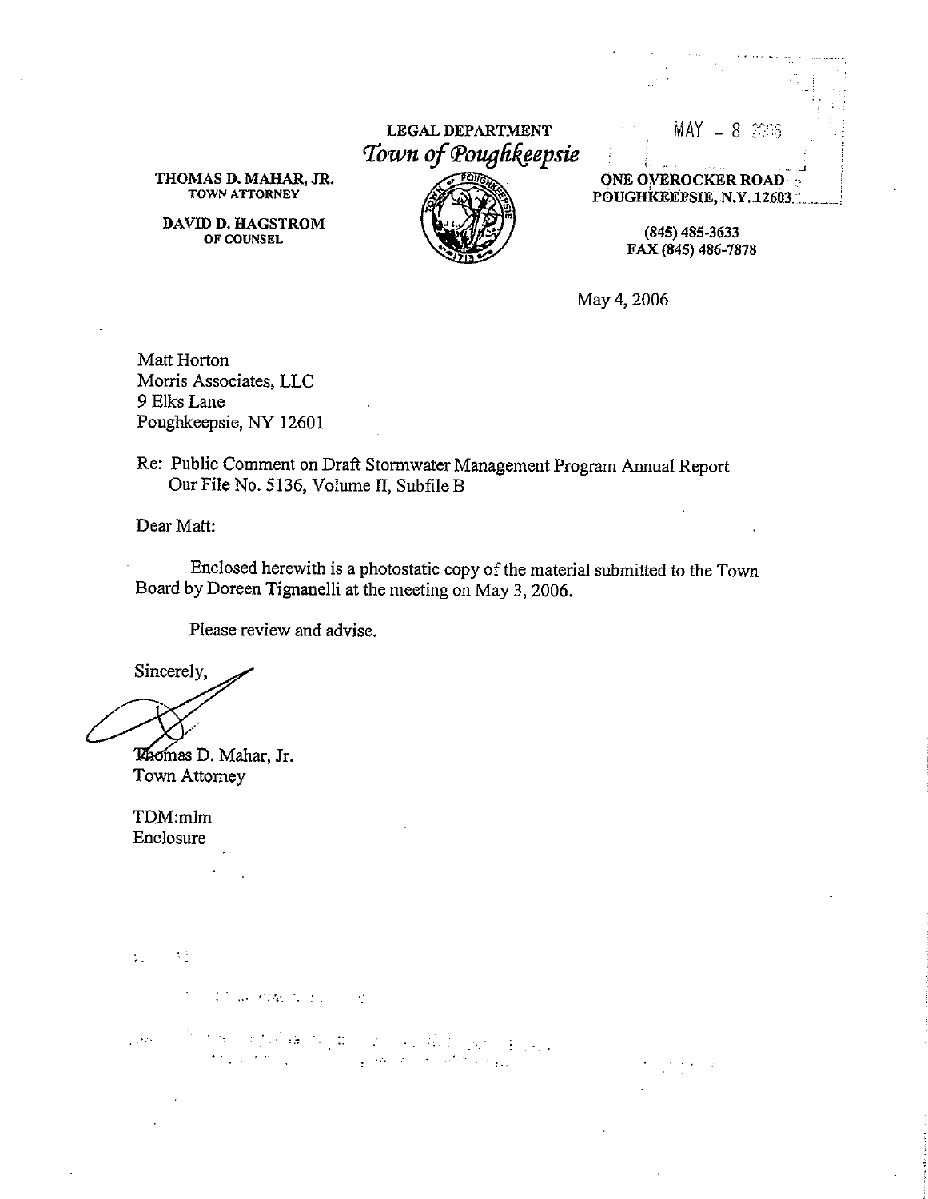LEGAL DEPARTMENT
*Town of Poughkeepsie*

MAY - 8 2006

**THOMAS D. MAHAR, JR.**
TOWN ATTORNEY

**DAVID D. HAGSTROM**
OF COUNSEL

**ONE OVEROCKER ROAD**
**POUGHKEEPSIE, N.Y. 12603**

**(845) 485-3633**
**FAX (845) 486-7878**

May 4, 2006

Matt Horton
Morris Associates, LLC
9 Elks Lane
Poughkeepsie, NY 12601

Re: Public Comment on Draft Stormwater Management Program Annual Report
Our File No. 5136, Volume II, Subfile B

Dear Matt:

Enclosed herewith is a photostatic copy of the material submitted to the Town Board by Doreen Tignanelli at the meeting on May 3, 2006.

Please review and advise.

Sincerely,

Thomas D. Mahar, Jr.
Town Attorney

TDM:mlm
Enclosure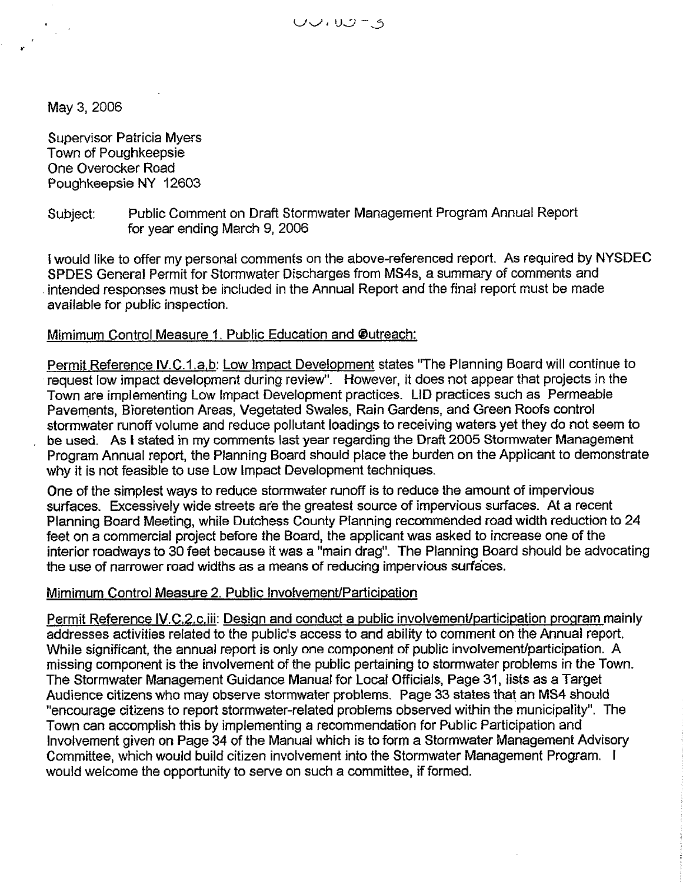May 3, 2006

Supervisor Patricia Myers
Town of Poughkeepsie
One Overocker Road
Poughkeepsie NY 12603

Subject: Public Comment on Draft Stormwater Management Program Annual Report for year ending March 9, 2006

I would like to offer my personal comments on the above-referenced report. As required by NYSDEC SPDES General Permit for Stormwater Discharges from MS4s, a summary of comments and intended responses must be included in the Annual Report and the final report must be made available for public inspection.

Mimimum Control Measure 1. Public Education and Outreach:

Permit Reference IV.C.1.a,b: Low Impact Development states "The Planning Board will continue to request low impact development during review". However, it does not appear that projects in the Town are implementing Low Impact Development practices. LID practices such as Permeable Pavements, Bioretention Areas, Vegetated Swales, Rain Gardens, and Green Roofs control stormwater runoff volume and reduce pollutant loadings to receiving waters yet they do not seem to be used. As I stated in my comments last year regarding the Draft 2005 Stormwater Management Program Annual report, the Planning Board should place the burden on the Applicant to demonstrate why it is not feasible to use Low Impact Development techniques.

One of the simplest ways to reduce stormwater runoff is to reduce the amount of impervious surfaces. Excessively wide streets are the greatest source of impervious surfaces. At a recent Planning Board Meeting, while Dutchess County Planning recommended road width reduction to 24 feet on a commercial project before the Board, the applicant was asked to increase one of the interior roadways to 30 feet because it was a "main drag". The Planning Board should be advocating the use of narrower road widths as a means of reducing impervious surfaces.

Mimimum Control Measure 2. Public Involvement/Participation

Permit Reference IV.C.2.c.iii: Design and conduct a public involvement/participation program mainly addresses activities related to the public's access to and ability to comment on the Annual report. While significant, the annual report is only one component of public involvement/participation. A missing component is the involvement of the public pertaining to stormwater problems in the Town. The Stormwater Management Guidance Manual for Local Officials, Page 31, lists as a Target Audience citizens who may observe stormwater problems. Page 33 states that an MS4 should "encourage citizens to report stormwater-related problems observed within the municipality". The Town can accomplish this by implementing a recommendation for Public Participation and Involvement given on Page 34 of the Manual which is to form a Stormwater Management Advisory Committee, which would build citizen involvement into the Stormwater Management Program. I would welcome the opportunity to serve on such a committee, if formed.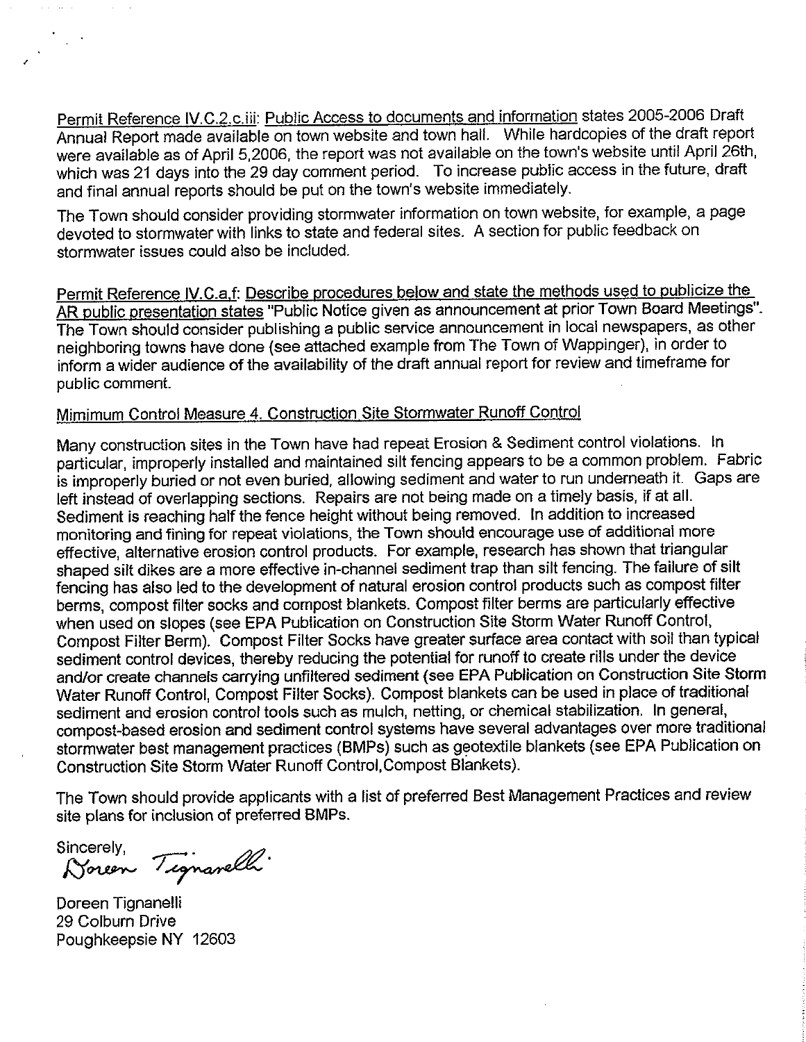Permit Reference IV.C.2.c.iii: Public Access to documents and information states 2005-2006 Draft Annual Report made available on town website and town hall. While hardcopies of the draft report were available as of April 5,2006, the report was not available on the town's website until April 26th, which was 21 days into the 29 day comment period. To increase public access in the future, draft and final annual reports should be put on the town's website immediately.

The Town should consider providing stormwater information on town website, for example, a page devoted to stormwater with links to state and federal sites. A section for public feedback on stormwater issues could also be included.

Permit Reference IV.C.a.f: Describe procedures below and state the methods used to publicize the AR public presentation states "Public Notice given as announcement at prior Town Board Meetings". The Town should consider publishing a public service announcement in local newspapers, as other neighboring towns have done (see attached example from The Town of Wappinger), in order to inform a wider audience of the availability of the draft annual report for review and timeframe for public comment.

Mimimum Control Measure 4. Construction Site Stormwater Runoff Control

Many construction sites in the Town have had repeat Erosion & Sediment control violations. In particular, improperly installed and maintained silt fencing appears to be a common problem. Fabric is improperly buried or not even buried, allowing sediment and water to run underneath it. Gaps are left instead of overlapping sections. Repairs are not being made on a timely basis, if at all. Sediment is reaching half the fence height without being removed. In addition to increased monitoring and fining for repeat violations, the Town should encourage use of additional more effective, alternative erosion control products. For example, research has shown that triangular shaped silt dikes are a more effective in-channel sediment trap than silt fencing. The failure of silt fencing has also led to the development of natural erosion control products such as compost filter berms, compost filter socks and compost blankets. Compost filter berms are particularly effective when used on slopes (see EPA Publication on Construction Site Storm Water Runoff Control, Compost Filter Berm). Compost Filter Socks have greater surface area contact with soil than typical sediment control devices, thereby reducing the potential for runoff to create rills under the device and/or create channels carrying unfiltered sediment (see EPA Publication on Construction Site Storm Water Runoff Control, Compost Filter Socks). Compost blankets can be used in place of traditional sediment and erosion control tools such as mulch, netting, or chemical stabilization. In general, compost-based erosion and sediment control systems have several advantages over more traditional stormwater best management practices (BMPs) such as geotextile blankets (see EPA Publication on Construction Site Storm Water Runoff Control,Compost Blankets).

The Town should provide applicants with a list of preferred Best Management Practices and review site plans for inclusion of preferred BMPs.

Sincerely,
Doreen Tignanelli

Doreen Tignanelli
29 Colburn Drive
Poughkeepsie NY 12603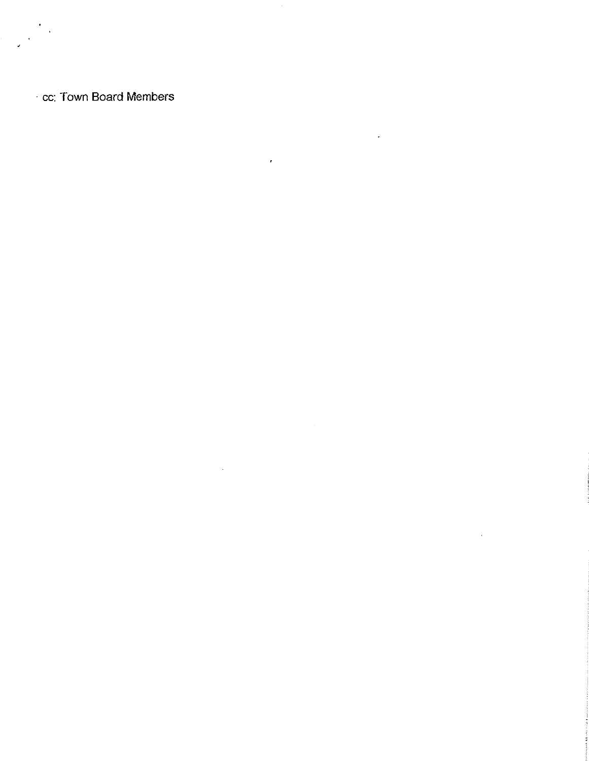cc: Town Board Members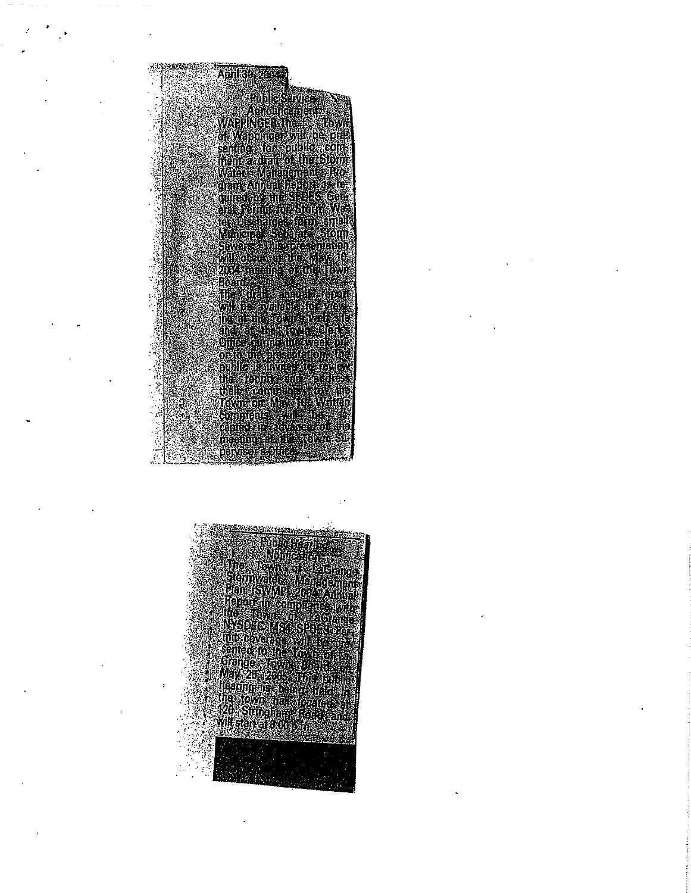April 30, 2004

Public Service Announcement

WAPPINGER-The Town of Wappinger will be presenting for public comment a draft of the Storm Water Management Program Annual Report as required by the SPDES General Permit for Storm Water Discharges from small Municipal Separate Storm Sewers. This presentation will occur at the May 10, 2004 meeting of the Town Board.

The draft annual report will be available for viewing at the Town's web site and at the Town Clerk's Office during the week prior to the presentation. The public is invited to review the report and address their comments to the Town on May 10. Written comments will be accepted in advance of the meeting at the Town Supervisor's office.

Public Hearing Notification

The Town of LaGrange Stormwater Management Plan (SWMP) 2004 Annual Report in compliance with the Town of LaGrange NYSDEC MS4 SPDES permit coverage will be presented to the Town of LaGrange Town Board on May 26, 2005. This public hearing is being held in the town hall located at 120 Stringham Road and will start at 8:00 p.m.